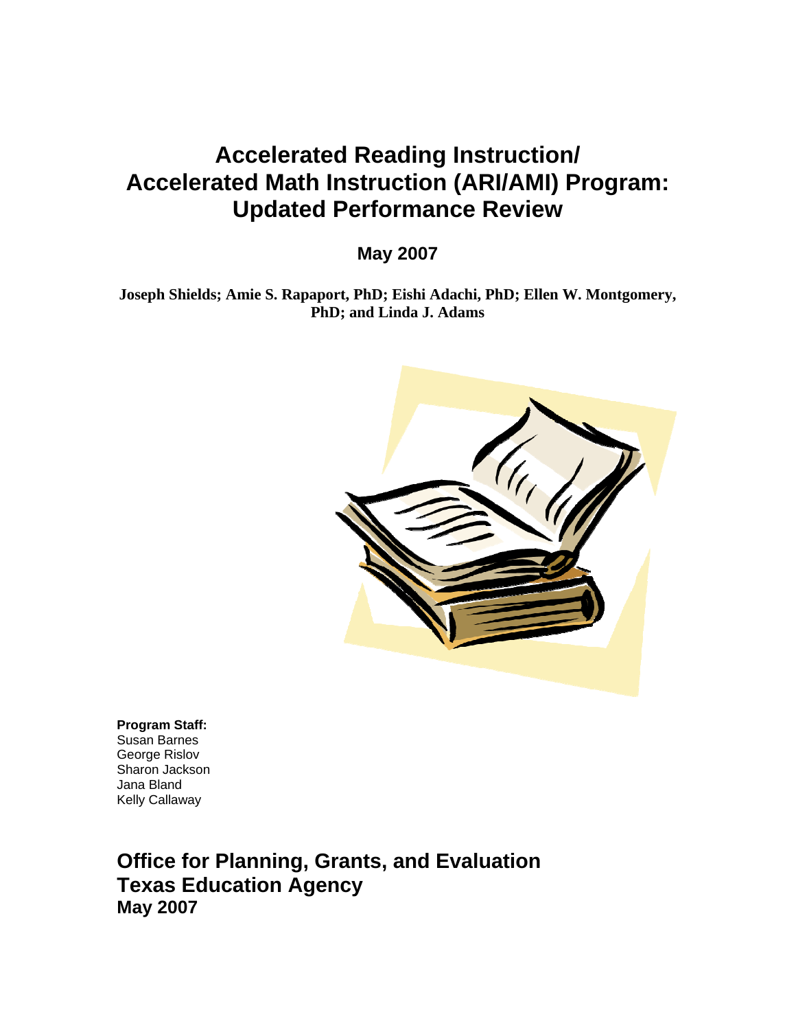# Accelerated Reading Instruction/ Accelerated Math Instruction (ARI/AMI) Program: Updated Performance Review

**May 2007**

**Joseph Shields; Amie S. Rapaport, PhD; Eishi Adachi, PhD; Ellen W. Montgomery, PhD; and Linda J. Adams**

**Program Staff:**
Susan Barnes
George Rislov
Sharon Jackson
Jana Bland
Kelly Callaway

## Office for Planning, Grants, and Evaluation
## Texas Education Agency
**May 2007**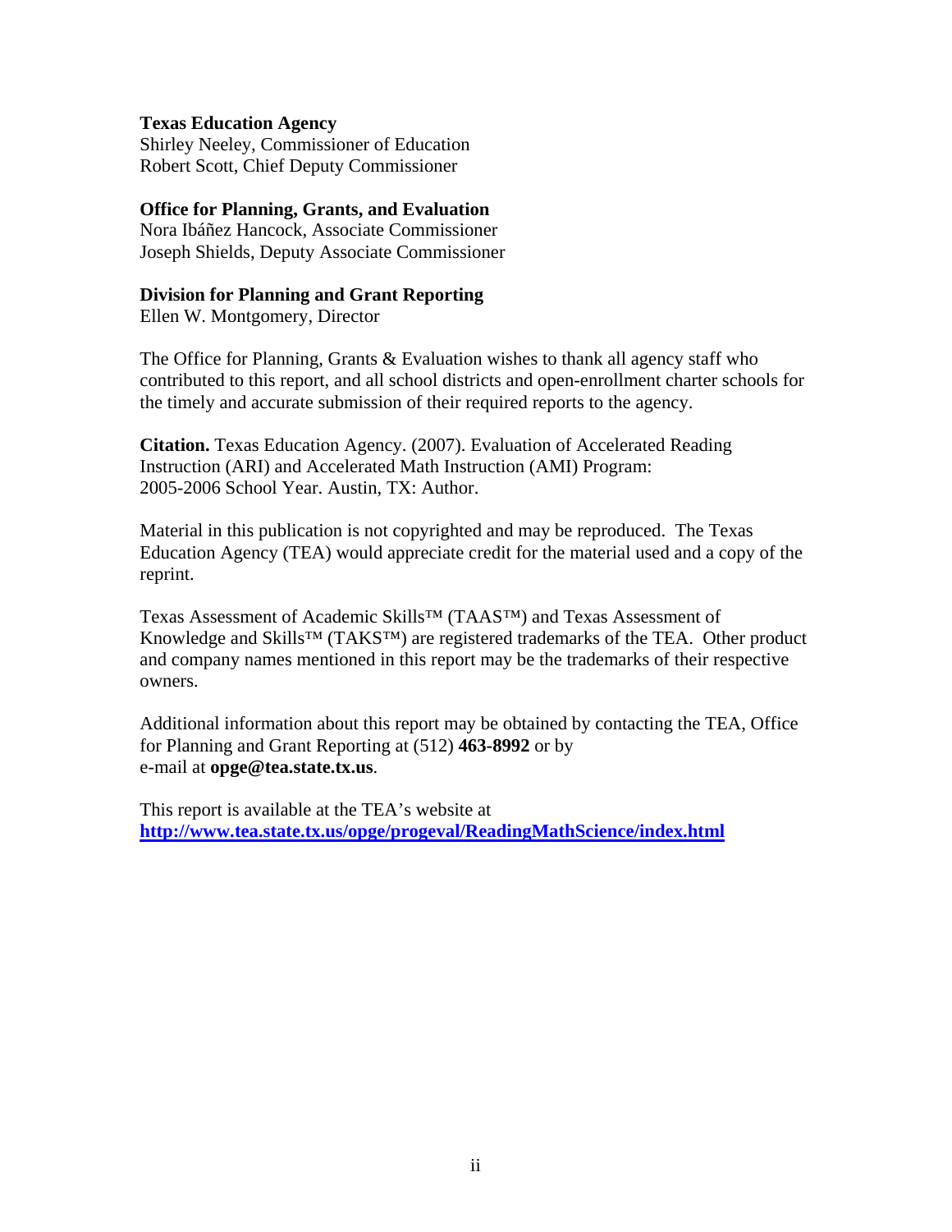**Texas Education Agency**
Shirley Neeley, Commissioner of Education
Robert Scott, Chief Deputy Commissioner

**Office for Planning, Grants, and Evaluation**
Nora Ibáñez Hancock, Associate Commissioner
Joseph Shields, Deputy Associate Commissioner

**Division for Planning and Grant Reporting**
Ellen W. Montgomery, Director

The Office for Planning, Grants & Evaluation wishes to thank all agency staff who contributed to this report, and all school districts and open-enrollment charter schools for the timely and accurate submission of their required reports to the agency.

**Citation.** Texas Education Agency. (2007). Evaluation of Accelerated Reading Instruction (ARI) and Accelerated Math Instruction (AMI) Program: 2005-2006 School Year. Austin, TX: Author.

Material in this publication is not copyrighted and may be reproduced. The Texas Education Agency (TEA) would appreciate credit for the material used and a copy of the reprint.

Texas Assessment of Academic Skills™ (TAAS™) and Texas Assessment of Knowledge and Skills™ (TAKS™) are registered trademarks of the TEA. Other product and company names mentioned in this report may be the trademarks of their respective owners.

Additional information about this report may be obtained by contacting the TEA, Office for Planning and Grant Reporting at (512) **463-8992** or by e-mail at **opge@tea.state.tx.us**.

This report is available at the TEA's website at
**http://www.tea.state.tx.us/opge/progeval/ReadingMathScience/index.html**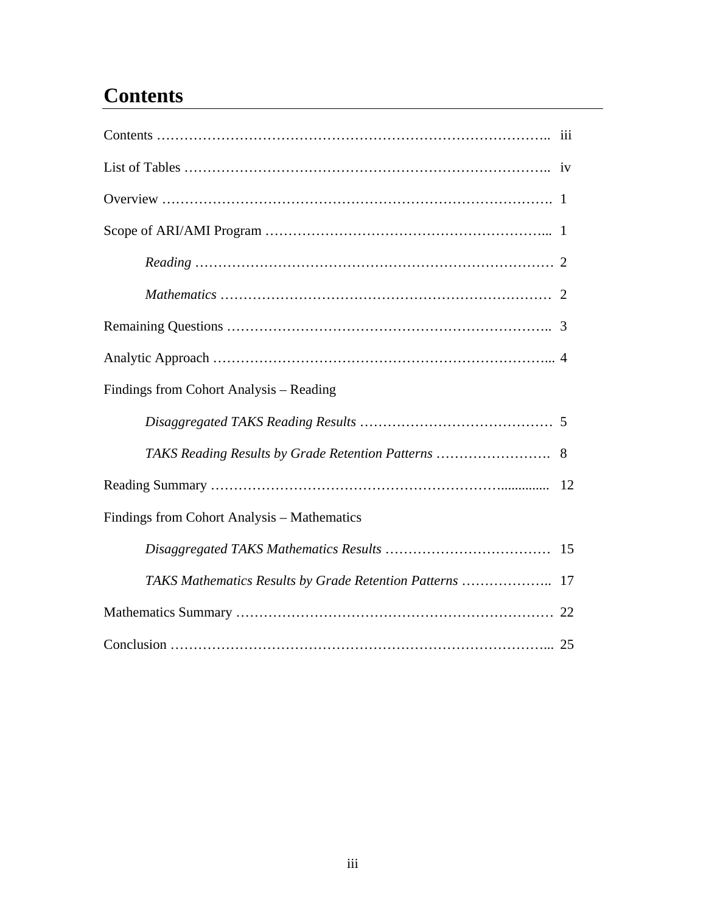# Contents

Contents …………………………………………………………………………….. iii

List of Tables ………………………………………………………………….. iv

Overview ………………………………………………………………………. 1

Scope of ARI/AMI Program ………………………………………………... 1

*Reading* ………………………………………………………………… 2

*Mathematics* ……………………………………………………………… 2

Remaining Questions ……………………………………………………….. 3

Analytic Approach ………………………………………………………... 4

Findings from Cohort Analysis – Reading

*Disaggregated TAKS Reading Results* …………………………………… 5

*TAKS Reading Results by Grade Retention Patterns* ……………………. 8

Reading Summary …………………………………………………….............. 12

Findings from Cohort Analysis – Mathematics

*Disaggregated TAKS Mathematics Results* ……………………………… 15

*TAKS Mathematics Results by Grade Retention Patterns* ……………….. 17

Mathematics Summary …………………………………………………………… 22

Conclusion ……………………………………………………………………... 25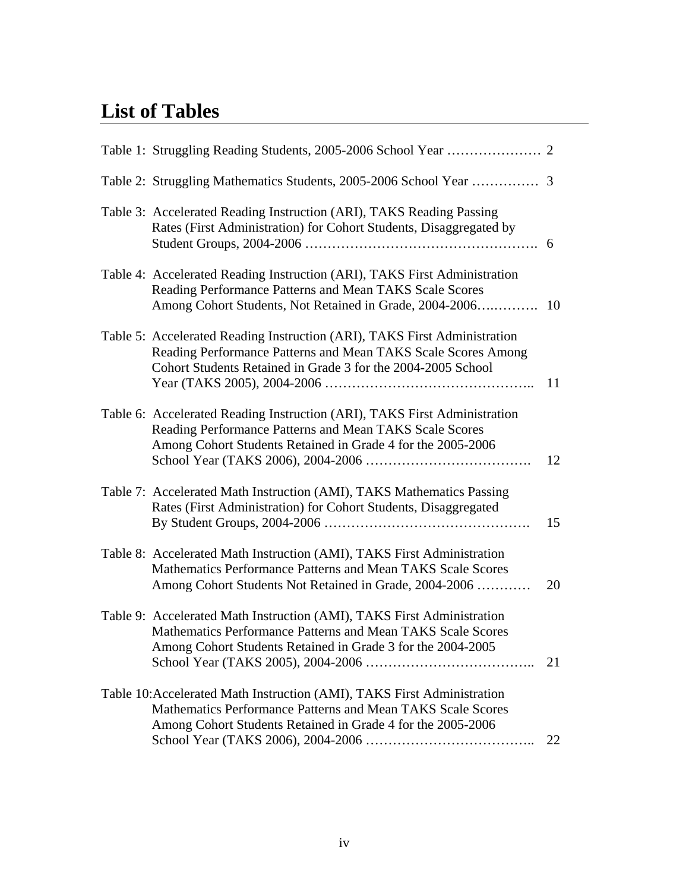# List of Tables

Table 1: Struggling Reading Students, 2005-2006 School Year ………………… 2

Table 2: Struggling Mathematics Students, 2005-2006 School Year …………… 3

Table 3: Accelerated Reading Instruction (ARI), TAKS Reading Passing Rates (First Administration) for Cohort Students, Disaggregated by Student Groups, 2004-2006 ……………………………………………. 6

Table 4: Accelerated Reading Instruction (ARI), TAKS First Administration Reading Performance Patterns and Mean TAKS Scale Scores Among Cohort Students, Not Retained in Grade, 2004-2006…..………. 10

Table 5: Accelerated Reading Instruction (ARI), TAKS First Administration Reading Performance Patterns and Mean TAKS Scale Scores Among Cohort Students Retained in Grade 3 for the 2004-2005 School Year (TAKS 2005), 2004-2006 ……………………………………….. 11

Table 6: Accelerated Reading Instruction (ARI), TAKS First Administration Reading Performance Patterns and Mean TAKS Scale Scores Among Cohort Students Retained in Grade 4 for the 2005-2006 School Year (TAKS 2006), 2004-2006 ………………………………. 12

Table 7: Accelerated Math Instruction (AMI), TAKS Mathematics Passing Rates (First Administration) for Cohort Students, Disaggregated By Student Groups, 2004-2006 ………………………………………. 15

Table 8: Accelerated Math Instruction (AMI), TAKS First Administration Mathematics Performance Patterns and Mean TAKS Scale Scores Among Cohort Students Not Retained in Grade, 2004-2006 ………… 20

Table 9: Accelerated Math Instruction (AMI), TAKS First Administration Mathematics Performance Patterns and Mean TAKS Scale Scores Among Cohort Students Retained in Grade 3 for the 2004-2005 School Year (TAKS 2005), 2004-2006 ……………………………….. 21

Table 10: Accelerated Math Instruction (AMI), TAKS First Administration Mathematics Performance Patterns and Mean TAKS Scale Scores Among Cohort Students Retained in Grade 4 for the 2005-2006 School Year (TAKS 2006), 2004-2006 ……………………………….. 22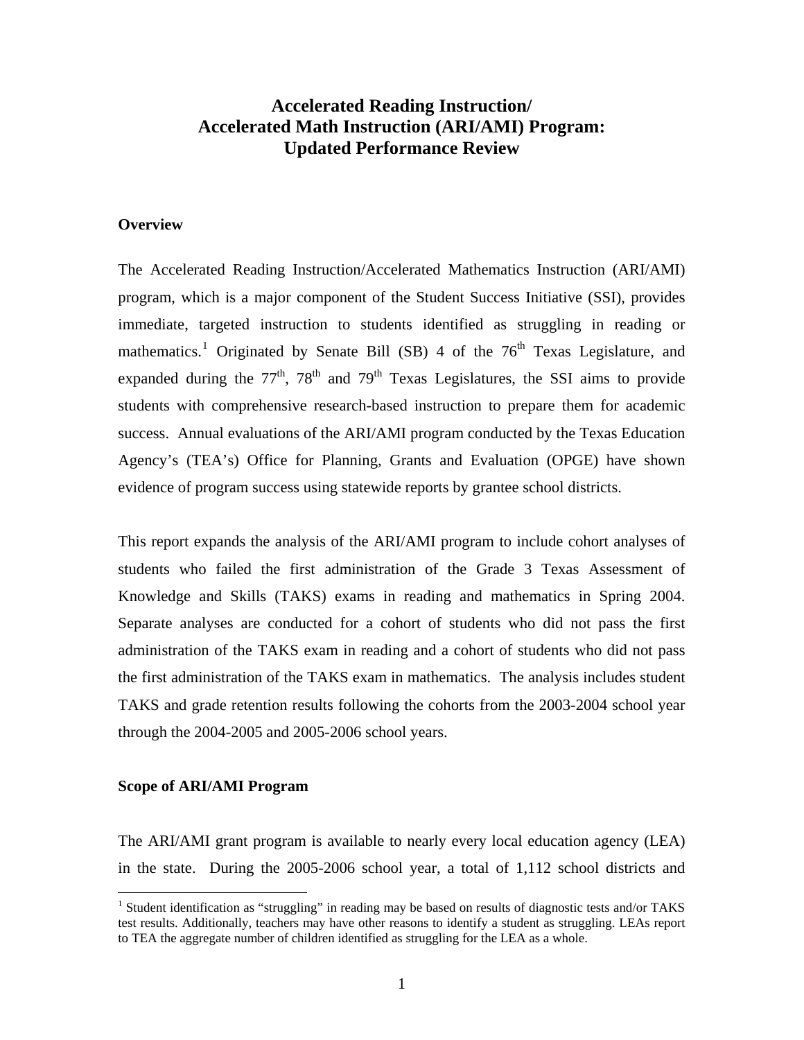# Accelerated Reading Instruction/ Accelerated Math Instruction (ARI/AMI) Program: Updated Performance Review

## Overview

The Accelerated Reading Instruction/Accelerated Mathematics Instruction (ARI/AMI) program, which is a major component of the Student Success Initiative (SSI), provides immediate, targeted instruction to students identified as struggling in reading or mathematics.[1] Originated by Senate Bill (SB) 4 of the 76th Texas Legislature, and expanded during the 77th, 78th and 79th Texas Legislatures, the SSI aims to provide students with comprehensive research-based instruction to prepare them for academic success. Annual evaluations of the ARI/AMI program conducted by the Texas Education Agency's (TEA's) Office for Planning, Grants and Evaluation (OPGE) have shown evidence of program success using statewide reports by grantee school districts.

This report expands the analysis of the ARI/AMI program to include cohort analyses of students who failed the first administration of the Grade 3 Texas Assessment of Knowledge and Skills (TAKS) exams in reading and mathematics in Spring 2004. Separate analyses are conducted for a cohort of students who did not pass the first administration of the TAKS exam in reading and a cohort of students who did not pass the first administration of the TAKS exam in mathematics. The analysis includes student TAKS and grade retention results following the cohorts from the 2003-2004 school year through the 2004-2005 and 2005-2006 school years.

## Scope of ARI/AMI Program

The ARI/AMI grant program is available to nearly every local education agency (LEA) in the state. During the 2005-2006 school year, a total of 1,112 school districts and

[1] Student identification as "struggling" in reading may be based on results of diagnostic tests and/or TAKS test results. Additionally, teachers may have other reasons to identify a student as struggling. LEAs report to TEA the aggregate number of children identified as struggling for the LEA as a whole.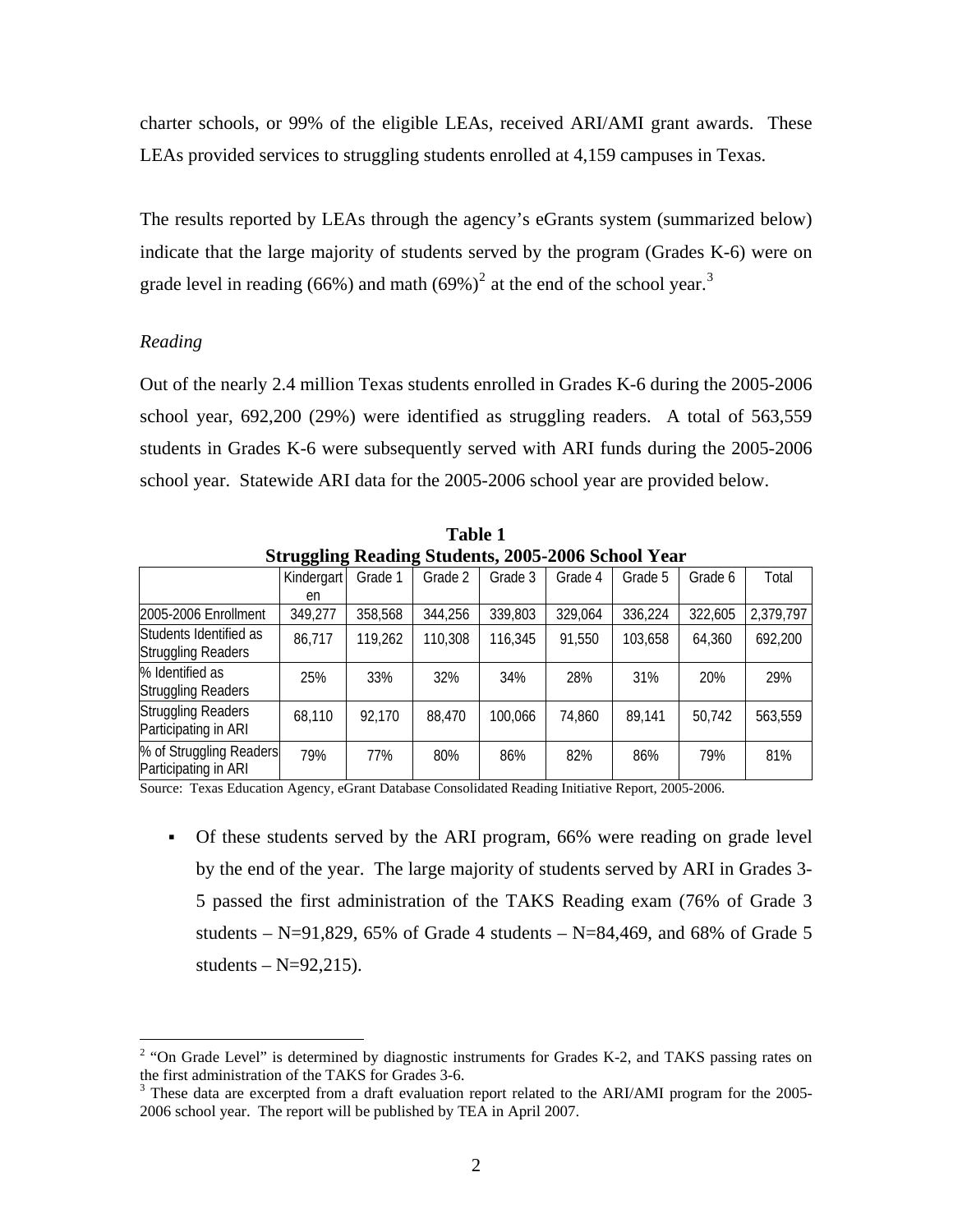charter schools, or 99% of the eligible LEAs, received ARI/AMI grant awards. These LEAs provided services to struggling students enrolled at 4,159 campuses in Texas.

The results reported by LEAs through the agency's eGrants system (summarized below) indicate that the large majority of students served by the program (Grades K-6) were on grade level in reading (66%) and math (69%)[2] at the end of the school year.[3]

*Reading*

Out of the nearly 2.4 million Texas students enrolled in Grades K-6 during the 2005-2006 school year, 692,200 (29%) were identified as struggling readers. A total of 563,559 students in Grades K-6 were subsequently served with ARI funds during the 2005-2006 school year. Statewide ARI data for the 2005-2006 school year are provided below.

**Table 1**
**Struggling Reading Students, 2005-2006 School Year**

| | Kindergarten | Grade 1 | Grade 2 | Grade 3 | Grade 4 | Grade 5 | Grade 6 | Total |
|---|---|---|---|---|---|---|---|---|
| 2005-2006 Enrollment | 349,277 | 358,568 | 344,256 | 339,803 | 329,064 | 336,224 | 322,605 | 2,379,797 |
| Students Identified as Struggling Readers | 86,717 | 119,262 | 110,308 | 116,345 | 91,550 | 103,658 | 64,360 | 692,200 |
| % Identified as Struggling Readers | 25% | 33% | 32% | 34% | 28% | 31% | 20% | 29% |
| Struggling Readers Participating in ARI | 68,110 | 92,170 | 88,470 | 100,066 | 74,860 | 89,141 | 50,742 | 563,559 |
| % of Struggling Readers Participating in ARI | 79% | 77% | 80% | 86% | 82% | 86% | 79% | 81% |

Source: Texas Education Agency, eGrant Database Consolidated Reading Initiative Report, 2005-2006.

- Of these students served by the ARI program, 66% were reading on grade level by the end of the year. The large majority of students served by ARI in Grades 3-5 passed the first administration of the TAKS Reading exam (76% of Grade 3 students – N=91,829, 65% of Grade 4 students – N=84,469, and 68% of Grade 5 students – N=92,215).

[2] "On Grade Level" is determined by diagnostic instruments for Grades K-2, and TAKS passing rates on the first administration of the TAKS for Grades 3-6.

[3] These data are excerpted from a draft evaluation report related to the ARI/AMI program for the 2005-2006 school year. The report will be published by TEA in April 2007.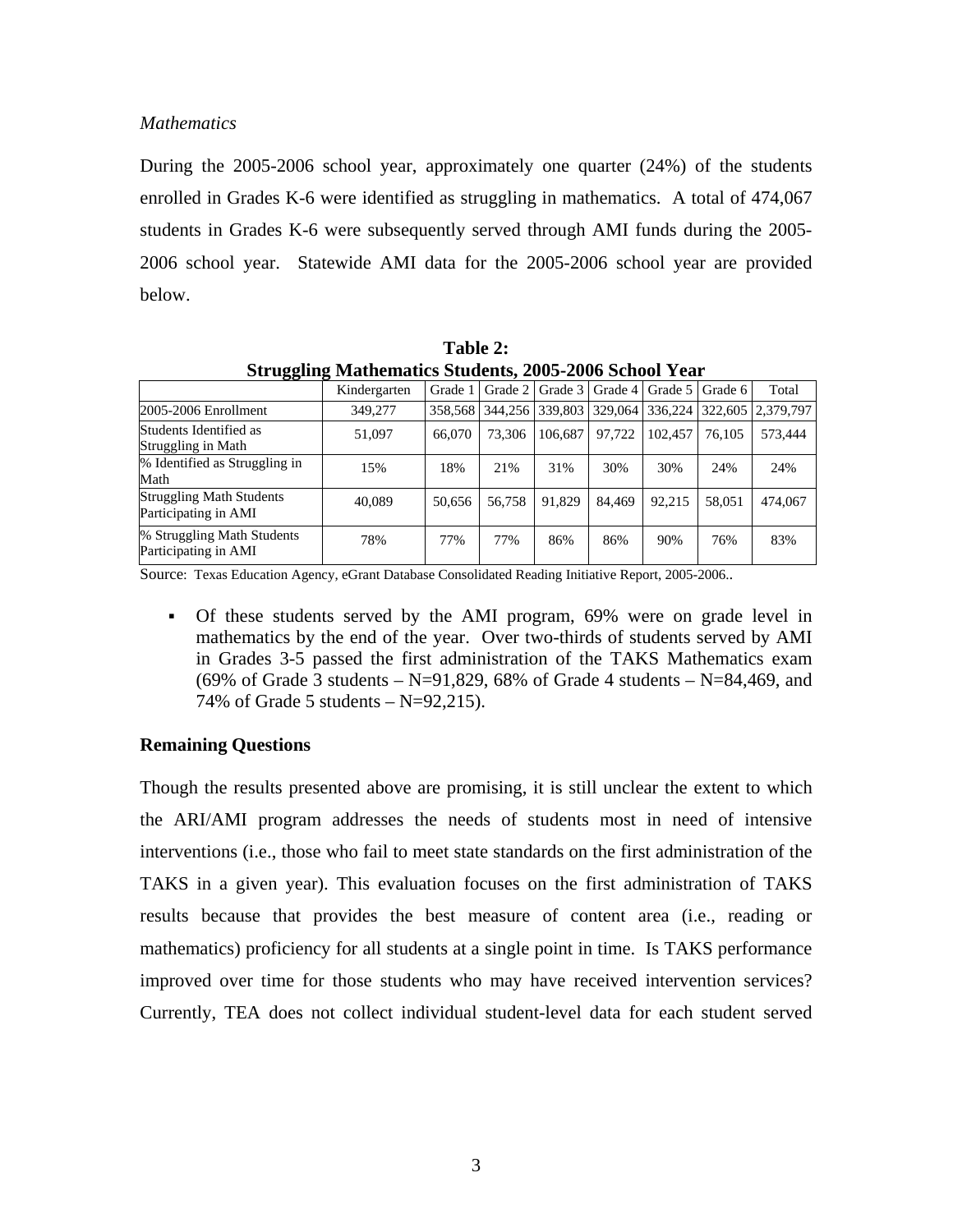*Mathematics*

During the 2005-2006 school year, approximately one quarter (24%) of the students enrolled in Grades K-6 were identified as struggling in mathematics. A total of 474,067 students in Grades K-6 were subsequently served through AMI funds during the 2005-2006 school year. Statewide AMI data for the 2005-2006 school year are provided below.

**Table 2:**
**Struggling Mathematics Students, 2005-2006 School Year**

| | Kindergarten | Grade 1 | Grade 2 | Grade 3 | Grade 4 | Grade 5 | Grade 6 | Total |
|---|---|---|---|---|---|---|---|---|
| 2005-2006 Enrollment | 349,277 | 358,568 | 344,256 | 339,803 | 329,064 | 336,224 | 322,605 | 2,379,797 |
| Students Identified as Struggling in Math | 51,097 | 66,070 | 73,306 | 106,687 | 97,722 | 102,457 | 76,105 | 573,444 |
| % Identified as Struggling in Math | 15% | 18% | 21% | 31% | 30% | 30% | 24% | 24% |
| Struggling Math Students Participating in AMI | 40,089 | 50,656 | 56,758 | 91,829 | 84,469 | 92,215 | 58,051 | 474,067 |
| % Struggling Math Students Participating in AMI | 78% | 77% | 77% | 86% | 86% | 90% | 76% | 83% |

Source: Texas Education Agency, eGrant Database Consolidated Reading Initiative Report, 2005-2006..

- Of these students served by the AMI program, 69% were on grade level in mathematics by the end of the year. Over two-thirds of students served by AMI in Grades 3-5 passed the first administration of the TAKS Mathematics exam (69% of Grade 3 students – N=91,829, 68% of Grade 4 students – N=84,469, and 74% of Grade 5 students – N=92,215).

**Remaining Questions**

Though the results presented above are promising, it is still unclear the extent to which the ARI/AMI program addresses the needs of students most in need of intensive interventions (i.e., those who fail to meet state standards on the first administration of the TAKS in a given year). This evaluation focuses on the first administration of TAKS results because that provides the best measure of content area (i.e., reading or mathematics) proficiency for all students at a single point in time. Is TAKS performance improved over time for those students who may have received intervention services? Currently, TEA does not collect individual student-level data for each student served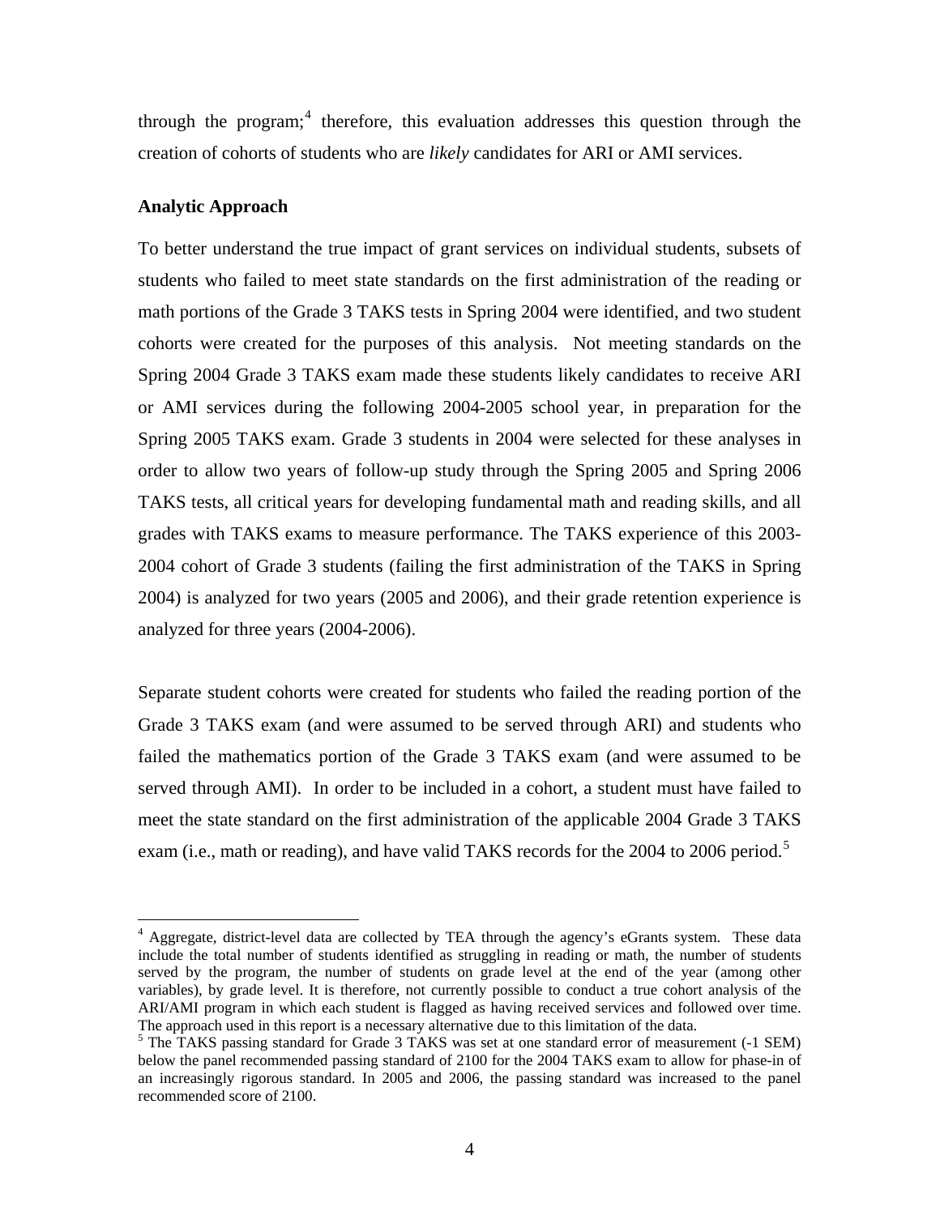through the program;[4] therefore, this evaluation addresses this question through the creation of cohorts of students who are *likely* candidates for ARI or AMI services.

**Analytic Approach**

To better understand the true impact of grant services on individual students, subsets of students who failed to meet state standards on the first administration of the reading or math portions of the Grade 3 TAKS tests in Spring 2004 were identified, and two student cohorts were created for the purposes of this analysis. Not meeting standards on the Spring 2004 Grade 3 TAKS exam made these students likely candidates to receive ARI or AMI services during the following 2004-2005 school year, in preparation for the Spring 2005 TAKS exam. Grade 3 students in 2004 were selected for these analyses in order to allow two years of follow-up study through the Spring 2005 and Spring 2006 TAKS tests, all critical years for developing fundamental math and reading skills, and all grades with TAKS exams to measure performance. The TAKS experience of this 2003-2004 cohort of Grade 3 students (failing the first administration of the TAKS in Spring 2004) is analyzed for two years (2005 and 2006), and their grade retention experience is analyzed for three years (2004-2006).

Separate student cohorts were created for students who failed the reading portion of the Grade 3 TAKS exam (and were assumed to be served through ARI) and students who failed the mathematics portion of the Grade 3 TAKS exam (and were assumed to be served through AMI). In order to be included in a cohort, a student must have failed to meet the state standard on the first administration of the applicable 2004 Grade 3 TAKS exam (i.e., math or reading), and have valid TAKS records for the 2004 to 2006 period.[5]

---

[4] Aggregate, district-level data are collected by TEA through the agency's eGrants system. These data include the total number of students identified as struggling in reading or math, the number of students served by the program, the number of students on grade level at the end of the year (among other variables), by grade level. It is therefore, not currently possible to conduct a true cohort analysis of the ARI/AMI program in which each student is flagged as having received services and followed over time. The approach used in this report is a necessary alternative due to this limitation of the data.

[5] The TAKS passing standard for Grade 3 TAKS was set at one standard error of measurement (-1 SEM) below the panel recommended passing standard of 2100 for the 2004 TAKS exam to allow for phase-in of an increasingly rigorous standard. In 2005 and 2006, the passing standard was increased to the panel recommended score of 2100.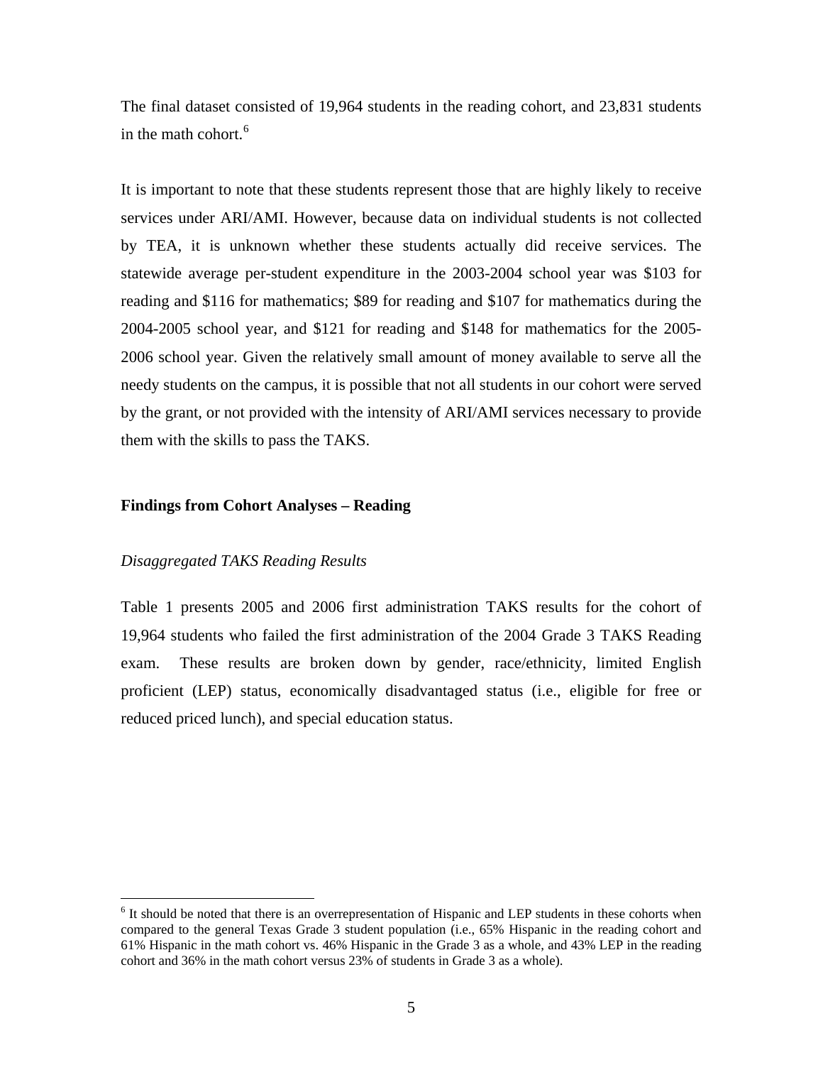The final dataset consisted of 19,964 students in the reading cohort, and 23,831 students in the math cohort.[6]

It is important to note that these students represent those that are highly likely to receive services under ARI/AMI. However, because data on individual students is not collected by TEA, it is unknown whether these students actually did receive services. The statewide average per-student expenditure in the 2003-2004 school year was $103 for reading and $116 for mathematics; $89 for reading and $107 for mathematics during the 2004-2005 school year, and $121 for reading and $148 for mathematics for the 2005-2006 school year. Given the relatively small amount of money available to serve all the needy students on the campus, it is possible that not all students in our cohort were served by the grant, or not provided with the intensity of ARI/AMI services necessary to provide them with the skills to pass the TAKS.

## Findings from Cohort Analyses – Reading

### *Disaggregated TAKS Reading Results*

Table 1 presents 2005 and 2006 first administration TAKS results for the cohort of 19,964 students who failed the first administration of the 2004 Grade 3 TAKS Reading exam. These results are broken down by gender, race/ethnicity, limited English proficient (LEP) status, economically disadvantaged status (i.e., eligible for free or reduced priced lunch), and special education status.

---

[6] It should be noted that there is an overrepresentation of Hispanic and LEP students in these cohorts when compared to the general Texas Grade 3 student population (i.e., 65% Hispanic in the reading cohort and 61% Hispanic in the math cohort vs. 46% Hispanic in the Grade 3 as a whole, and 43% LEP in the reading cohort and 36% in the math cohort versus 23% of students in Grade 3 as a whole).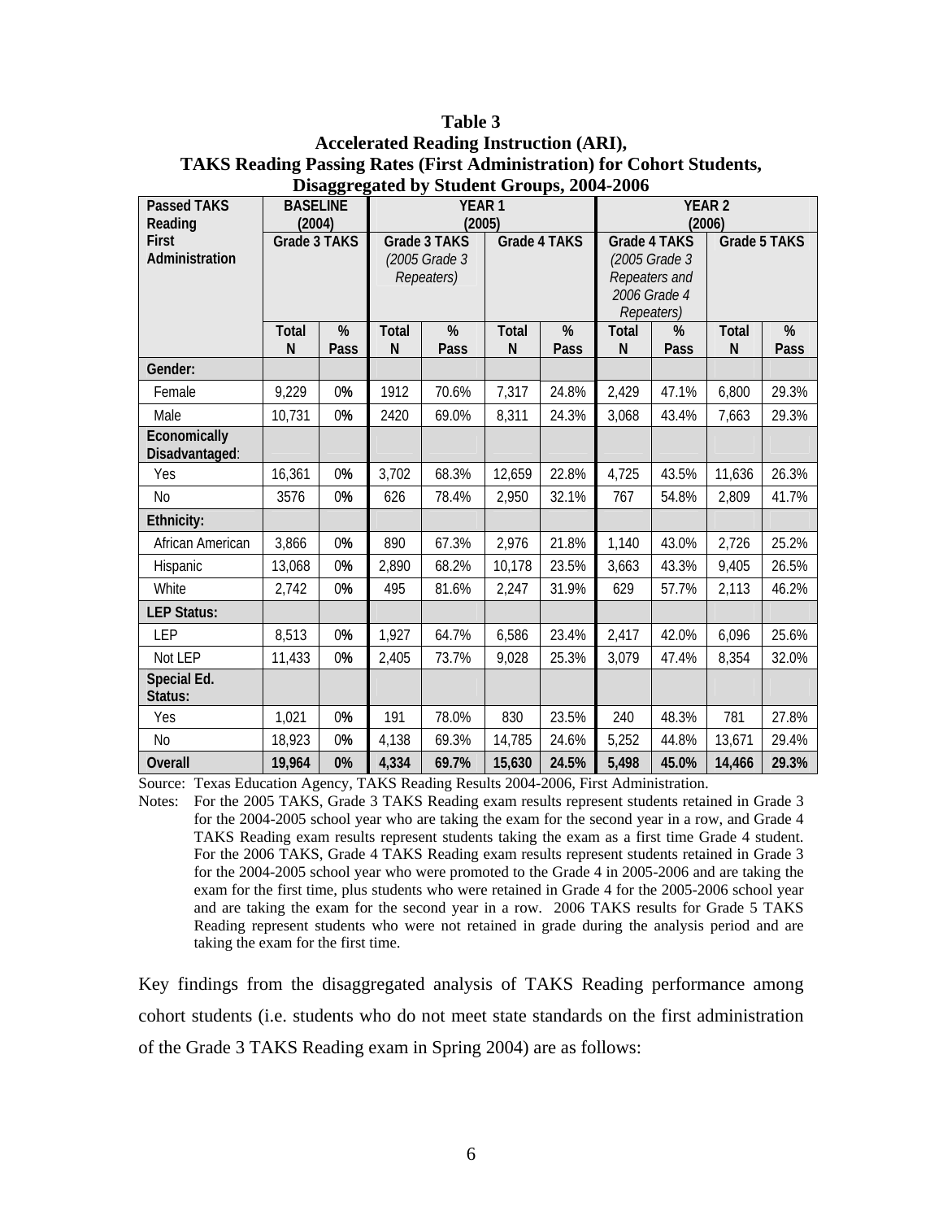**Table 3**
**Accelerated Reading Instruction (ARI),**
**TAKS Reading Passing Rates (First Administration) for Cohort Students,**
**Disaggregated by Student Groups, 2004-2006**

| Passed TAKS Reading First Administration | BASELINE (2004) Grade 3 TAKS | | YEAR 1 (2005) Grade 3 TAKS *(2005 Grade 3 Repeaters)* | | YEAR 1 (2005) Grade 4 TAKS | | YEAR 2 (2006) Grade 4 TAKS *(2005 Grade 3 Repeaters and 2006 Grade 4 Repeaters)* | | YEAR 2 (2006) Grade 5 TAKS | |
|---|---|---|---|---|---|---|---|---|---|---|
| | Total N | % Pass | Total N | % Pass | Total N | % Pass | Total N | % Pass | Total N | % Pass |
| **Gender:** | | | | | | | | | | |
| Female | 9,229 | 0% | 1912 | 70.6% | 7,317 | 24.8% | 2,429 | 47.1% | 6,800 | 29.3% |
| Male | 10,731 | 0% | 2420 | 69.0% | 8,311 | 24.3% | 3,068 | 43.4% | 7,663 | 29.3% |
| **Economically Disadvantaged**: | | | | | | | | | | |
| Yes | 16,361 | 0% | 3,702 | 68.3% | 12,659 | 22.8% | 4,725 | 43.5% | 11,636 | 26.3% |
| No | 3576 | 0% | 626 | 78.4% | 2,950 | 32.1% | 767 | 54.8% | 2,809 | 41.7% |
| **Ethnicity:** | | | | | | | | | | |
| African American | 3,866 | 0% | 890 | 67.3% | 2,976 | 21.8% | 1,140 | 43.0% | 2,726 | 25.2% |
| Hispanic | 13,068 | 0% | 2,890 | 68.2% | 10,178 | 23.5% | 3,663 | 43.3% | 9,405 | 26.5% |
| White | 2,742 | 0% | 495 | 81.6% | 2,247 | 31.9% | 629 | 57.7% | 2,113 | 46.2% |
| **LEP Status:** | | | | | | | | | | |
| LEP | 8,513 | 0% | 1,927 | 64.7% | 6,586 | 23.4% | 2,417 | 42.0% | 6,096 | 25.6% |
| Not LEP | 11,433 | 0% | 2,405 | 73.7% | 9,028 | 25.3% | 3,079 | 47.4% | 8,354 | 32.0% |
| **Special Ed. Status:** | | | | | | | | | | |
| Yes | 1,021 | 0% | 191 | 78.0% | 830 | 23.5% | 240 | 48.3% | 781 | 27.8% |
| No | 18,923 | 0% | 4,138 | 69.3% | 14,785 | 24.6% | 5,252 | 44.8% | 13,671 | 29.4% |
| **Overall** | **19,964** | **0%** | **4,334** | **69.7%** | **15,630** | **24.5%** | **5,498** | **45.0%** | **14,466** | **29.3%** |

Source: Texas Education Agency, TAKS Reading Results 2004-2006, First Administration.

Notes: For the 2005 TAKS, Grade 3 TAKS Reading exam results represent students retained in Grade 3 for the 2004-2005 school year who are taking the exam for the second year in a row, and Grade 4 TAKS Reading exam results represent students taking the exam as a first time Grade 4 student. For the 2006 TAKS, Grade 4 TAKS Reading exam results represent students retained in Grade 3 for the 2004-2005 school year who were promoted to the Grade 4 in 2005-2006 and are taking the exam for the first time, plus students who were retained in Grade 4 for the 2005-2006 school year and are taking the exam for the second year in a row. 2006 TAKS results for Grade 5 TAKS Reading represent students who were not retained in grade during the analysis period and are taking the exam for the first time.

Key findings from the disaggregated analysis of TAKS Reading performance among cohort students (i.e. students who do not meet state standards on the first administration of the Grade 3 TAKS Reading exam in Spring 2004) are as follows: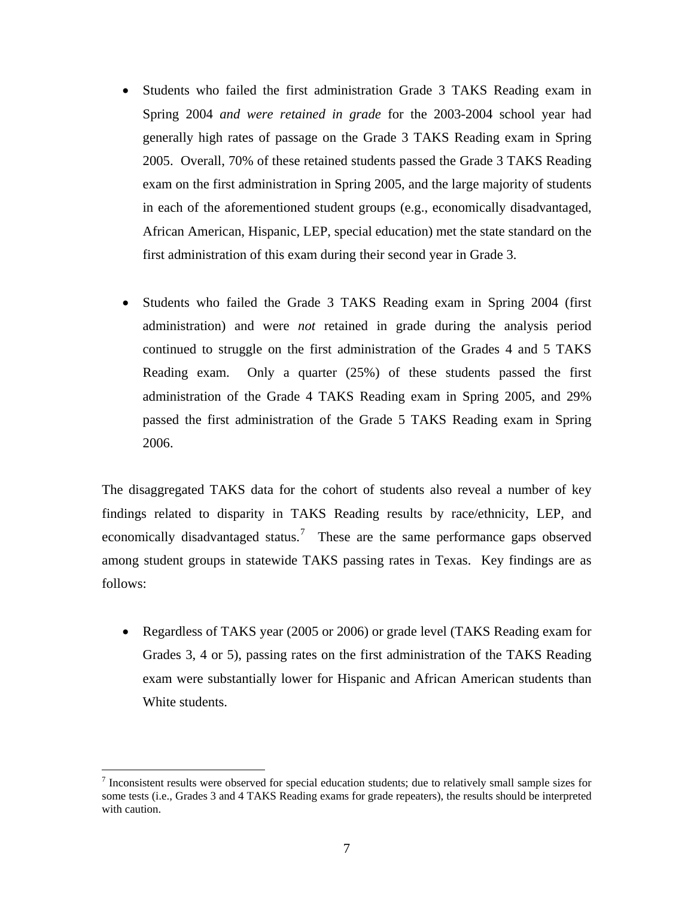- Students who failed the first administration Grade 3 TAKS Reading exam in Spring 2004 *and were retained in grade* for the 2003-2004 school year had generally high rates of passage on the Grade 3 TAKS Reading exam in Spring 2005. Overall, 70% of these retained students passed the Grade 3 TAKS Reading exam on the first administration in Spring 2005, and the large majority of students in each of the aforementioned student groups (e.g., economically disadvantaged, African American, Hispanic, LEP, special education) met the state standard on the first administration of this exam during their second year in Grade 3.

- Students who failed the Grade 3 TAKS Reading exam in Spring 2004 (first administration) and were *not* retained in grade during the analysis period continued to struggle on the first administration of the Grades 4 and 5 TAKS Reading exam. Only a quarter (25%) of these students passed the first administration of the Grade 4 TAKS Reading exam in Spring 2005, and 29% passed the first administration of the Grade 5 TAKS Reading exam in Spring 2006.

The disaggregated TAKS data for the cohort of students also reveal a number of key findings related to disparity in TAKS Reading results by race/ethnicity, LEP, and economically disadvantaged status.[7] These are the same performance gaps observed among student groups in statewide TAKS passing rates in Texas. Key findings are as follows:

- Regardless of TAKS year (2005 or 2006) or grade level (TAKS Reading exam for Grades 3, 4 or 5), passing rates on the first administration of the TAKS Reading exam were substantially lower for Hispanic and African American students than White students.

---

[7] Inconsistent results were observed for special education students; due to relatively small sample sizes for some tests (i.e., Grades 3 and 4 TAKS Reading exams for grade repeaters), the results should be interpreted with caution.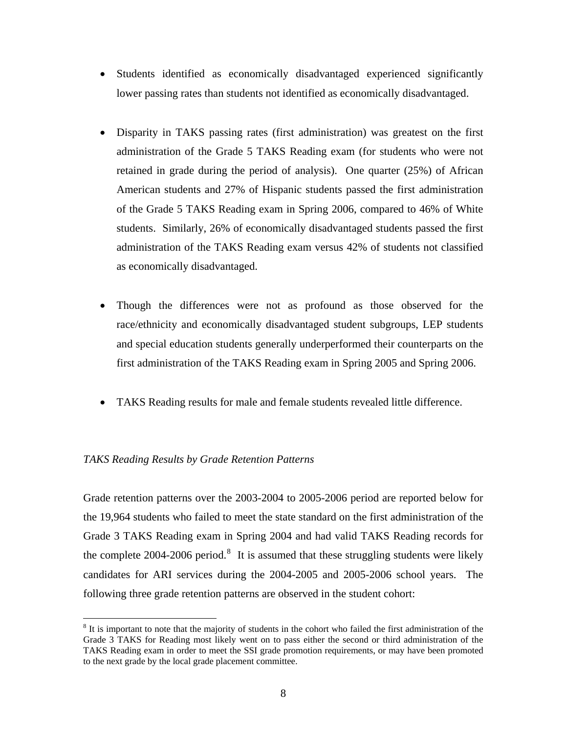- Students identified as economically disadvantaged experienced significantly lower passing rates than students not identified as economically disadvantaged.

- Disparity in TAKS passing rates (first administration) was greatest on the first administration of the Grade 5 TAKS Reading exam (for students who were not retained in grade during the period of analysis). One quarter (25%) of African American students and 27% of Hispanic students passed the first administration of the Grade 5 TAKS Reading exam in Spring 2006, compared to 46% of White students. Similarly, 26% of economically disadvantaged students passed the first administration of the TAKS Reading exam versus 42% of students not classified as economically disadvantaged.

- Though the differences were not as profound as those observed for the race/ethnicity and economically disadvantaged student subgroups, LEP students and special education students generally underperformed their counterparts on the first administration of the TAKS Reading exam in Spring 2005 and Spring 2006.

- TAKS Reading results for male and female students revealed little difference.

*TAKS Reading Results by Grade Retention Patterns*

Grade retention patterns over the 2003-2004 to 2005-2006 period are reported below for the 19,964 students who failed to meet the state standard on the first administration of the Grade 3 TAKS Reading exam in Spring 2004 and had valid TAKS Reading records for the complete 2004-2006 period.[8] It is assumed that these struggling students were likely candidates for ARI services during the 2004-2005 and 2005-2006 school years. The following three grade retention patterns are observed in the student cohort:

[8] It is important to note that the majority of students in the cohort who failed the first administration of the Grade 3 TAKS for Reading most likely went on to pass either the second or third administration of the TAKS Reading exam in order to meet the SSI grade promotion requirements, or may have been promoted to the next grade by the local grade placement committee.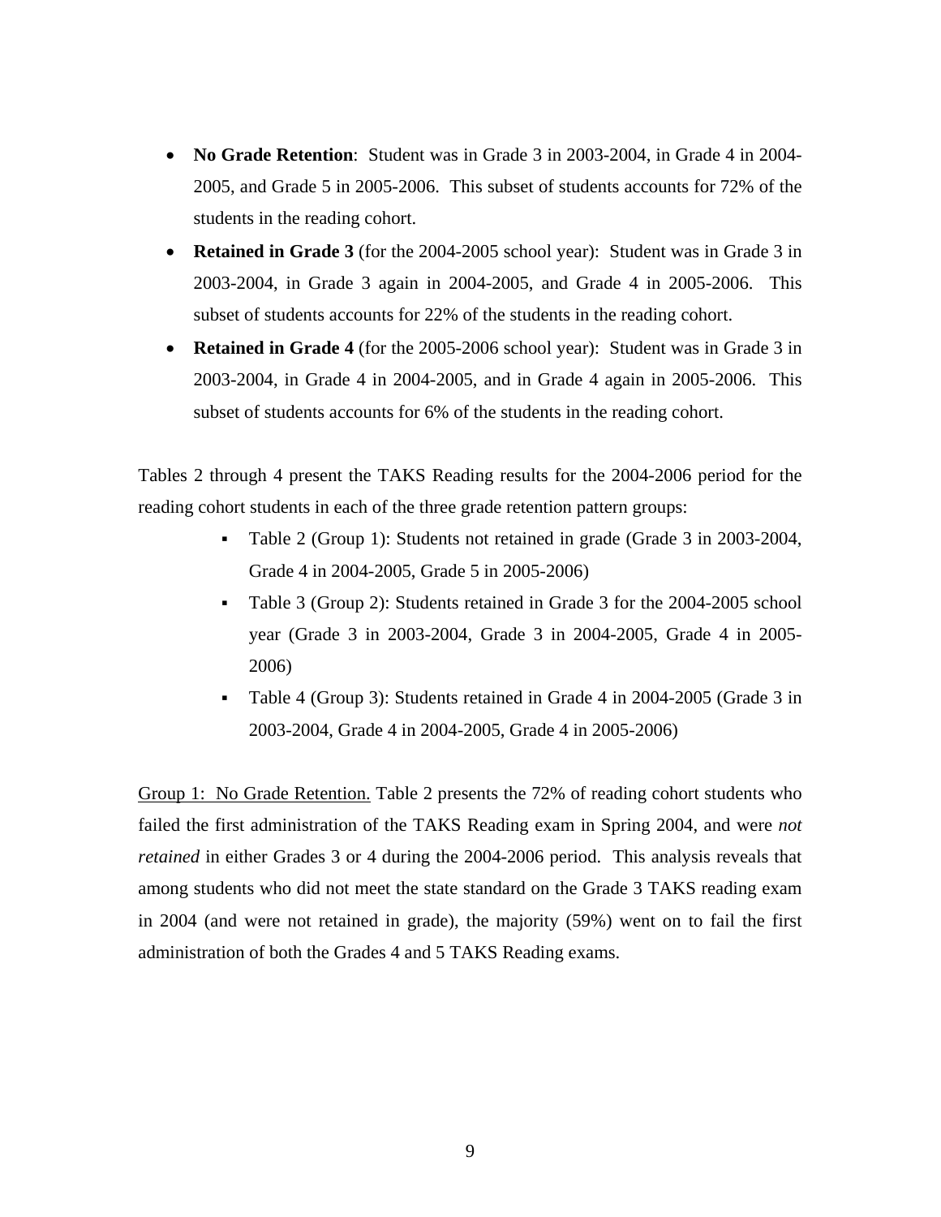- **No Grade Retention**: Student was in Grade 3 in 2003-2004, in Grade 4 in 2004-2005, and Grade 5 in 2005-2006. This subset of students accounts for 72% of the students in the reading cohort.
- **Retained in Grade 3** (for the 2004-2005 school year): Student was in Grade 3 in 2003-2004, in Grade 3 again in 2004-2005, and Grade 4 in 2005-2006. This subset of students accounts for 22% of the students in the reading cohort.
- **Retained in Grade 4** (for the 2005-2006 school year): Student was in Grade 3 in 2003-2004, in Grade 4 in 2004-2005, and in Grade 4 again in 2005-2006. This subset of students accounts for 6% of the students in the reading cohort.

Tables 2 through 4 present the TAKS Reading results for the 2004-2006 period for the reading cohort students in each of the three grade retention pattern groups:

- Table 2 (Group 1): Students not retained in grade (Grade 3 in 2003-2004, Grade 4 in 2004-2005, Grade 5 in 2005-2006)
- Table 3 (Group 2): Students retained in Grade 3 for the 2004-2005 school year (Grade 3 in 2003-2004, Grade 3 in 2004-2005, Grade 4 in 2005-2006)
- Table 4 (Group 3): Students retained in Grade 4 in 2004-2005 (Grade 3 in 2003-2004, Grade 4 in 2004-2005, Grade 4 in 2005-2006)

<u>Group 1: No Grade Retention.</u> Table 2 presents the 72% of reading cohort students who failed the first administration of the TAKS Reading exam in Spring 2004, and were *not retained* in either Grades 3 or 4 during the 2004-2006 period. This analysis reveals that among students who did not meet the state standard on the Grade 3 TAKS reading exam in 2004 (and were not retained in grade), the majority (59%) went on to fail the first administration of both the Grades 4 and 5 TAKS Reading exams.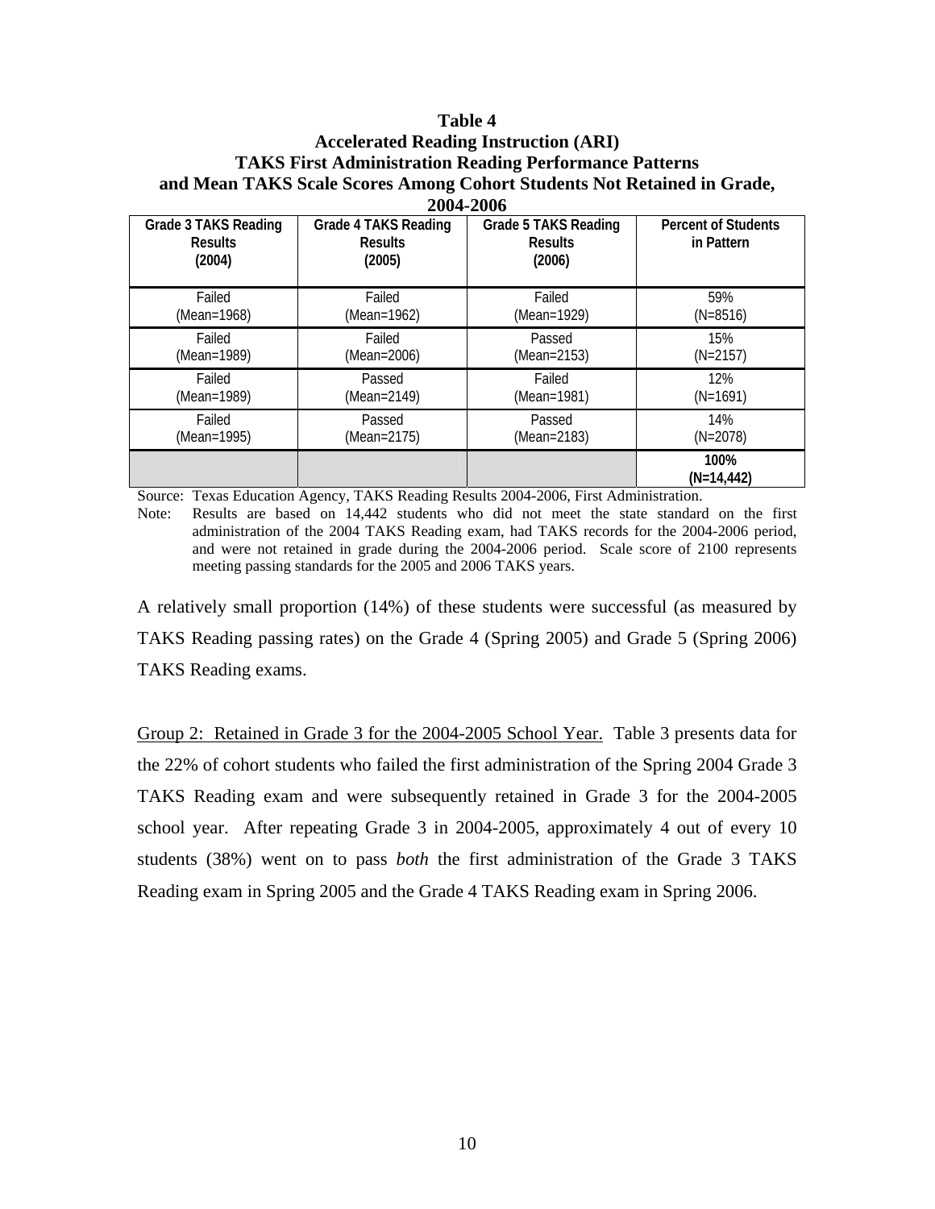**Table 4**
**Accelerated Reading Instruction (ARI)**
**TAKS First Administration Reading Performance Patterns and Mean TAKS Scale Scores Among Cohort Students Not Retained in Grade, 2004-2006**

| Grade 3 TAKS Reading Results (2004) | Grade 4 TAKS Reading Results (2005) | Grade 5 TAKS Reading Results (2006) | Percent of Students in Pattern |
|---|---|---|---|
| Failed (Mean=1968) | Failed (Mean=1962) | Failed (Mean=1929) | 59% (N=8516) |
| Failed (Mean=1989) | Failed (Mean=2006) | Passed (Mean=2153) | 15% (N=2157) |
| Failed (Mean=1989) | Passed (Mean=2149) | Failed (Mean=1981) | 12% (N=1691) |
| Failed (Mean=1995) | Passed (Mean=2175) | Passed (Mean=2183) | 14% (N=2078) |
| | | | **100% (N=14,442)** |

Source: Texas Education Agency, TAKS Reading Results 2004-2006, First Administration.

Note: Results are based on 14,442 students who did not meet the state standard on the first administration of the 2004 TAKS Reading exam, had TAKS records for the 2004-2006 period, and were not retained in grade during the 2004-2006 period. Scale score of 2100 represents meeting passing standards for the 2005 and 2006 TAKS years.

A relatively small proportion (14%) of these students were successful (as measured by TAKS Reading passing rates) on the Grade 4 (Spring 2005) and Grade 5 (Spring 2006) TAKS Reading exams.

Group 2: Retained in Grade 3 for the 2004-2005 School Year. Table 3 presents data for the 22% of cohort students who failed the first administration of the Spring 2004 Grade 3 TAKS Reading exam and were subsequently retained in Grade 3 for the 2004-2005 school year. After repeating Grade 3 in 2004-2005, approximately 4 out of every 10 students (38%) went on to pass *both* the first administration of the Grade 3 TAKS Reading exam in Spring 2005 and the Grade 4 TAKS Reading exam in Spring 2006.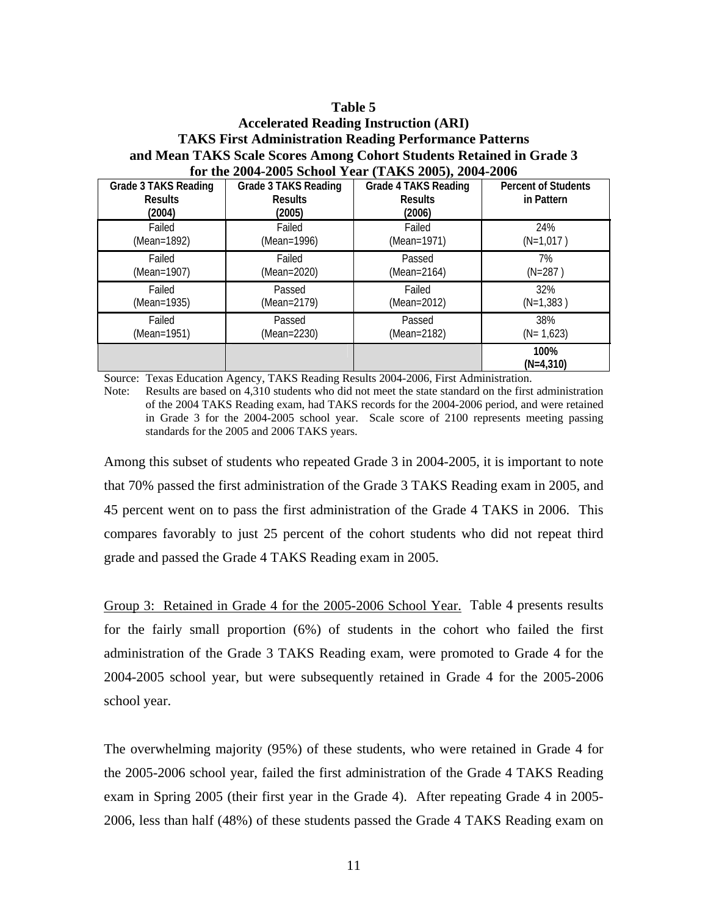**Table 5**
**Accelerated Reading Instruction (ARI)**
**TAKS First Administration Reading Performance Patterns**
**and Mean TAKS Scale Scores Among Cohort Students Retained in Grade 3**
**for the 2004-2005 School Year (TAKS 2005), 2004-2006**

| Grade 3 TAKS Reading Results (2004) | Grade 3 TAKS Reading Results (2005) | Grade 4 TAKS Reading Results (2006) | Percent of Students in Pattern |
|---|---|---|---|
| Failed (Mean=1892) | Failed (Mean=1996) | Failed (Mean=1971) | 24% (N=1,017 ) |
| Failed (Mean=1907) | Failed (Mean=2020) | Passed (Mean=2164) | 7% (N=287 ) |
| Failed (Mean=1935) | Passed (Mean=2179) | Failed (Mean=2012) | 32% (N=1,383 ) |
| Failed (Mean=1951) | Passed (Mean=2230) | Passed (Mean=2182) | 38% (N= 1,623) |
| | | | **100% (N=4,310)** |

Source: Texas Education Agency, TAKS Reading Results 2004-2006, First Administration.

Note: Results are based on 4,310 students who did not meet the state standard on the first administration of the 2004 TAKS Reading exam, had TAKS records for the 2004-2006 period, and were retained in Grade 3 for the 2004-2005 school year. Scale score of 2100 represents meeting passing standards for the 2005 and 2006 TAKS years.

Among this subset of students who repeated Grade 3 in 2004-2005, it is important to note that 70% passed the first administration of the Grade 3 TAKS Reading exam in 2005, and 45 percent went on to pass the first administration of the Grade 4 TAKS in 2006. This compares favorably to just 25 percent of the cohort students who did not repeat third grade and passed the Grade 4 TAKS Reading exam in 2005.

Group 3: Retained in Grade 4 for the 2005-2006 School Year. Table 4 presents results for the fairly small proportion (6%) of students in the cohort who failed the first administration of the Grade 3 TAKS Reading exam, were promoted to Grade 4 for the 2004-2005 school year, but were subsequently retained in Grade 4 for the 2005-2006 school year.

The overwhelming majority (95%) of these students, who were retained in Grade 4 for the 2005-2006 school year, failed the first administration of the Grade 4 TAKS Reading exam in Spring 2005 (their first year in the Grade 4). After repeating Grade 4 in 2005-2006, less than half (48%) of these students passed the Grade 4 TAKS Reading exam on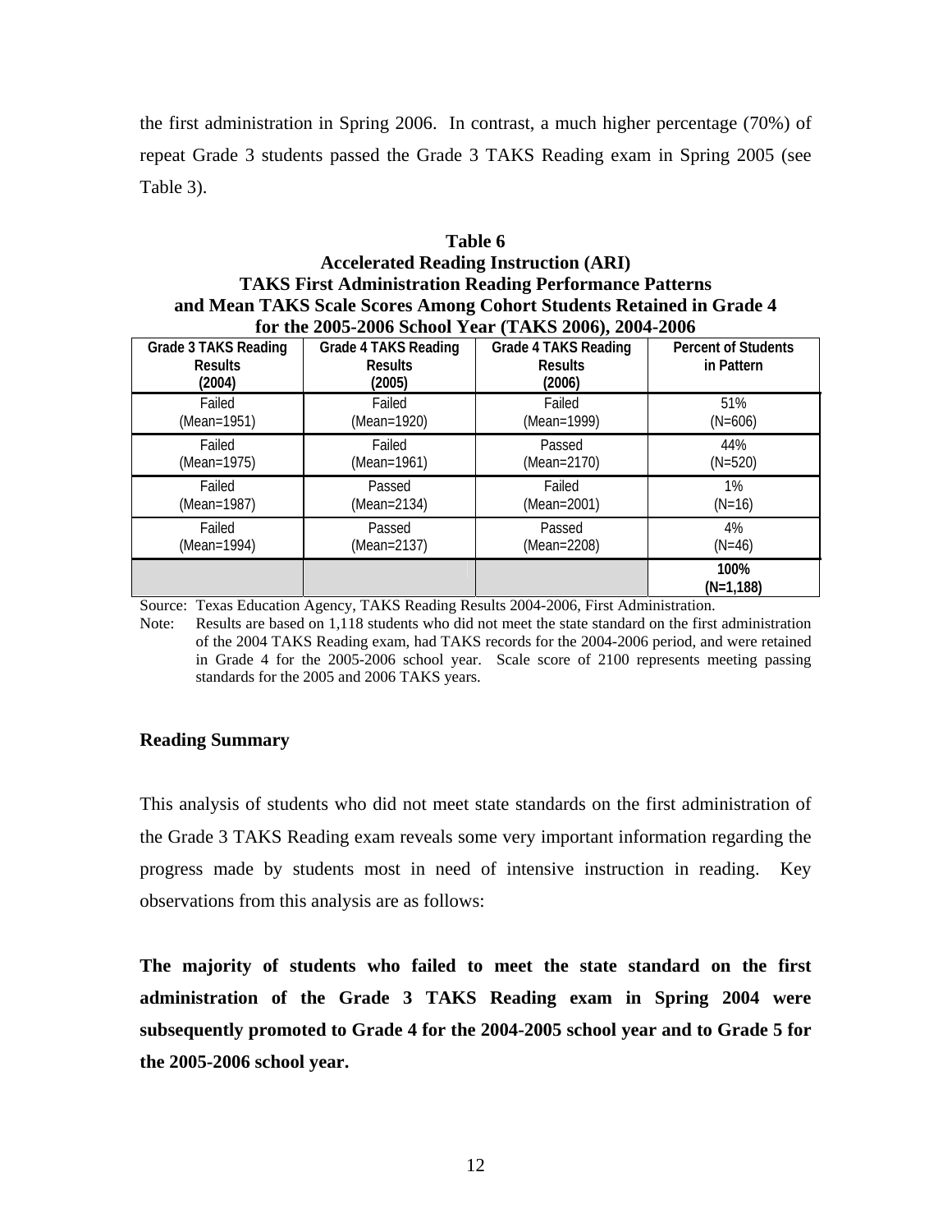the first administration in Spring 2006. In contrast, a much higher percentage (70%) of repeat Grade 3 students passed the Grade 3 TAKS Reading exam in Spring 2005 (see Table 3).

**Table 6**
**Accelerated Reading Instruction (ARI)**
**TAKS First Administration Reading Performance Patterns and Mean TAKS Scale Scores Among Cohort Students Retained in Grade 4 for the 2005-2006 School Year (TAKS 2006), 2004-2006**

| Grade 3 TAKS Reading Results (2004) | Grade 4 TAKS Reading Results (2005) | Grade 4 TAKS Reading Results (2006) | Percent of Students in Pattern |
|---|---|---|---|
| Failed (Mean=1951) | Failed (Mean=1920) | Failed (Mean=1999) | 51% (N=606) |
| Failed (Mean=1975) | Failed (Mean=1961) | Passed (Mean=2170) | 44% (N=520) |
| Failed (Mean=1987) | Passed (Mean=2134) | Failed (Mean=2001) | 1% (N=16) |
| Failed (Mean=1994) | Passed (Mean=2137) | Passed (Mean=2208) | 4% (N=46) |
| | | | **100% (N=1,188)** |

Source: Texas Education Agency, TAKS Reading Results 2004-2006, First Administration.

Note: Results are based on 1,118 students who did not meet the state standard on the first administration of the 2004 TAKS Reading exam, had TAKS records for the 2004-2006 period, and were retained in Grade 4 for the 2005-2006 school year. Scale score of 2100 represents meeting passing standards for the 2005 and 2006 TAKS years.

### Reading Summary

This analysis of students who did not meet state standards on the first administration of the Grade 3 TAKS Reading exam reveals some very important information regarding the progress made by students most in need of intensive instruction in reading. Key observations from this analysis are as follows:

**The majority of students who failed to meet the state standard on the first administration of the Grade 3 TAKS Reading exam in Spring 2004 were subsequently promoted to Grade 4 for the 2004-2005 school year and to Grade 5 for the 2005-2006 school year.**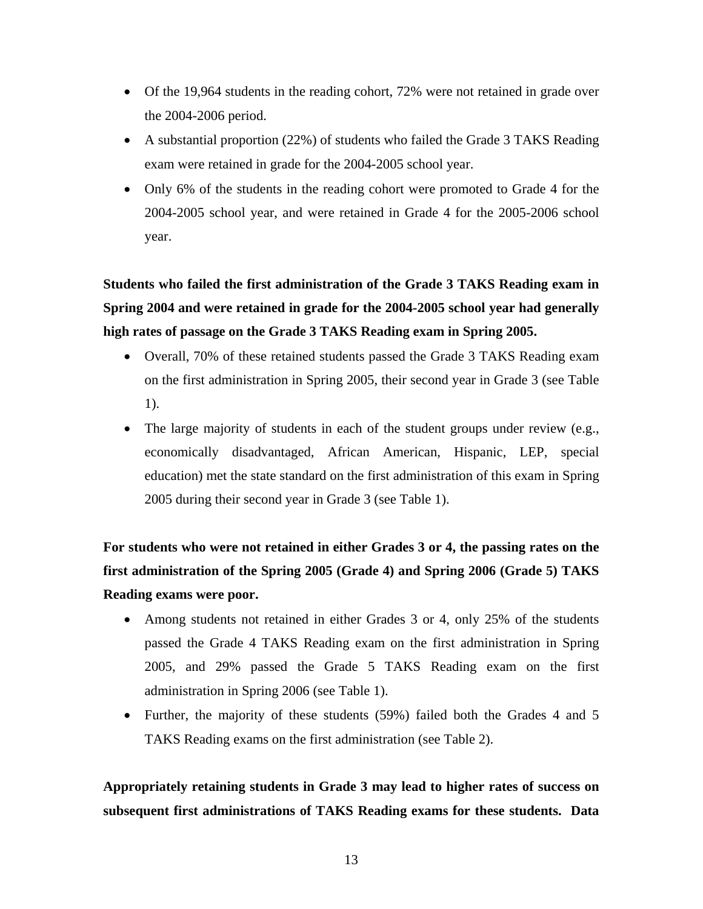- Of the 19,964 students in the reading cohort, 72% were not retained in grade over the 2004-2006 period.
- A substantial proportion (22%) of students who failed the Grade 3 TAKS Reading exam were retained in grade for the 2004-2005 school year.
- Only 6% of the students in the reading cohort were promoted to Grade 4 for the 2004-2005 school year, and were retained in Grade 4 for the 2005-2006 school year.

**Students who failed the first administration of the Grade 3 TAKS Reading exam in Spring 2004 and were retained in grade for the 2004-2005 school year had generally high rates of passage on the Grade 3 TAKS Reading exam in Spring 2005.**

- Overall, 70% of these retained students passed the Grade 3 TAKS Reading exam on the first administration in Spring 2005, their second year in Grade 3 (see Table 1).
- The large majority of students in each of the student groups under review (e.g., economically disadvantaged, African American, Hispanic, LEP, special education) met the state standard on the first administration of this exam in Spring 2005 during their second year in Grade 3 (see Table 1).

**For students who were not retained in either Grades 3 or 4, the passing rates on the first administration of the Spring 2005 (Grade 4) and Spring 2006 (Grade 5) TAKS Reading exams were poor.**

- Among students not retained in either Grades 3 or 4, only 25% of the students passed the Grade 4 TAKS Reading exam on the first administration in Spring 2005, and 29% passed the Grade 5 TAKS Reading exam on the first administration in Spring 2006 (see Table 1).
- Further, the majority of these students (59%) failed both the Grades 4 and 5 TAKS Reading exams on the first administration (see Table 2).

**Appropriately retaining students in Grade 3 may lead to higher rates of success on subsequent first administrations of TAKS Reading exams for these students. Data**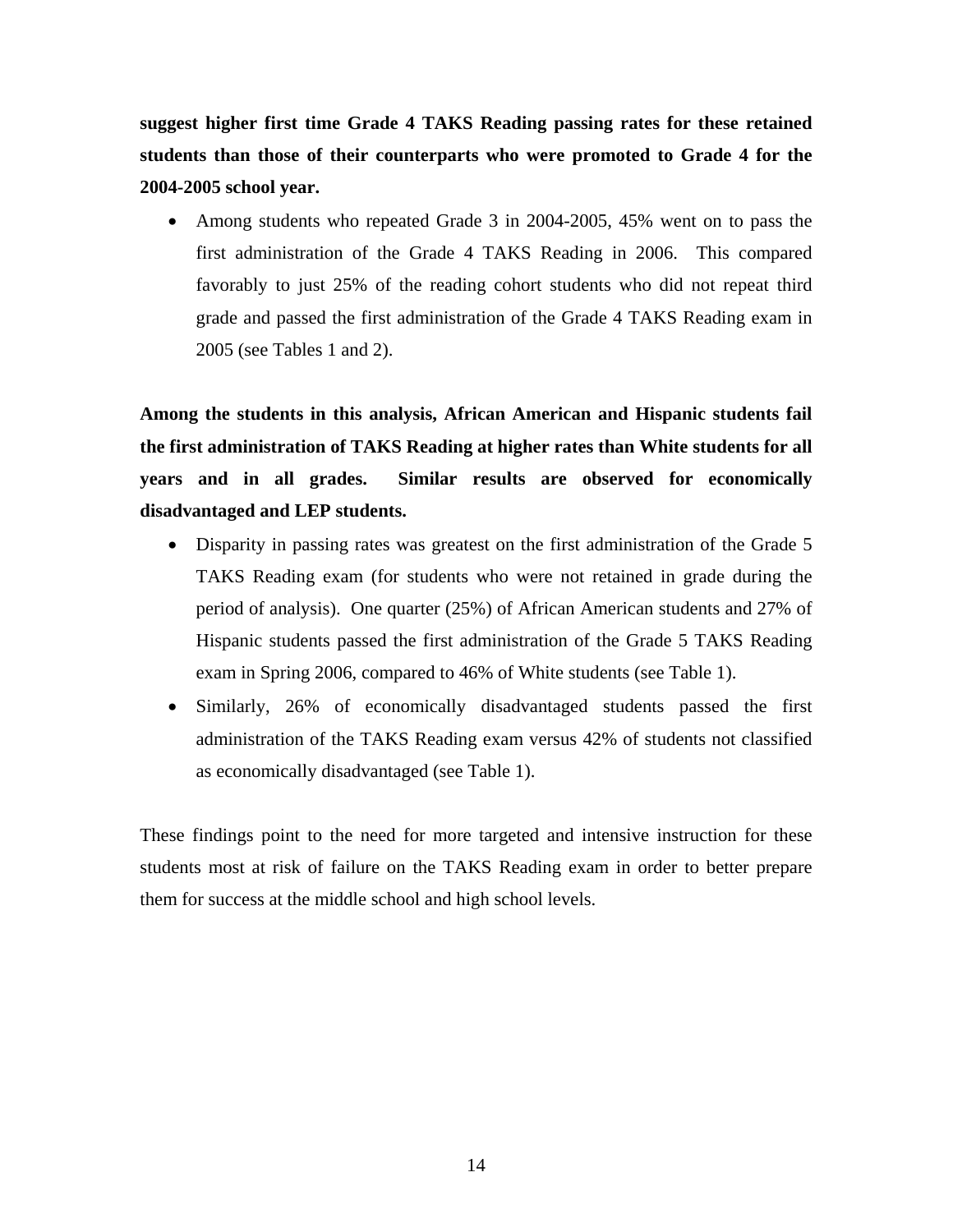**suggest higher first time Grade 4 TAKS Reading passing rates for these retained students than those of their counterparts who were promoted to Grade 4 for the 2004-2005 school year.**

- Among students who repeated Grade 3 in 2004-2005, 45% went on to pass the first administration of the Grade 4 TAKS Reading in 2006. This compared favorably to just 25% of the reading cohort students who did not repeat third grade and passed the first administration of the Grade 4 TAKS Reading exam in 2005 (see Tables 1 and 2).

**Among the students in this analysis, African American and Hispanic students fail the first administration of TAKS Reading at higher rates than White students for all years and in all grades. Similar results are observed for economically disadvantaged and LEP students.**

- Disparity in passing rates was greatest on the first administration of the Grade 5 TAKS Reading exam (for students who were not retained in grade during the period of analysis). One quarter (25%) of African American students and 27% of Hispanic students passed the first administration of the Grade 5 TAKS Reading exam in Spring 2006, compared to 46% of White students (see Table 1).
- Similarly, 26% of economically disadvantaged students passed the first administration of the TAKS Reading exam versus 42% of students not classified as economically disadvantaged (see Table 1).

These findings point to the need for more targeted and intensive instruction for these students most at risk of failure on the TAKS Reading exam in order to better prepare them for success at the middle school and high school levels.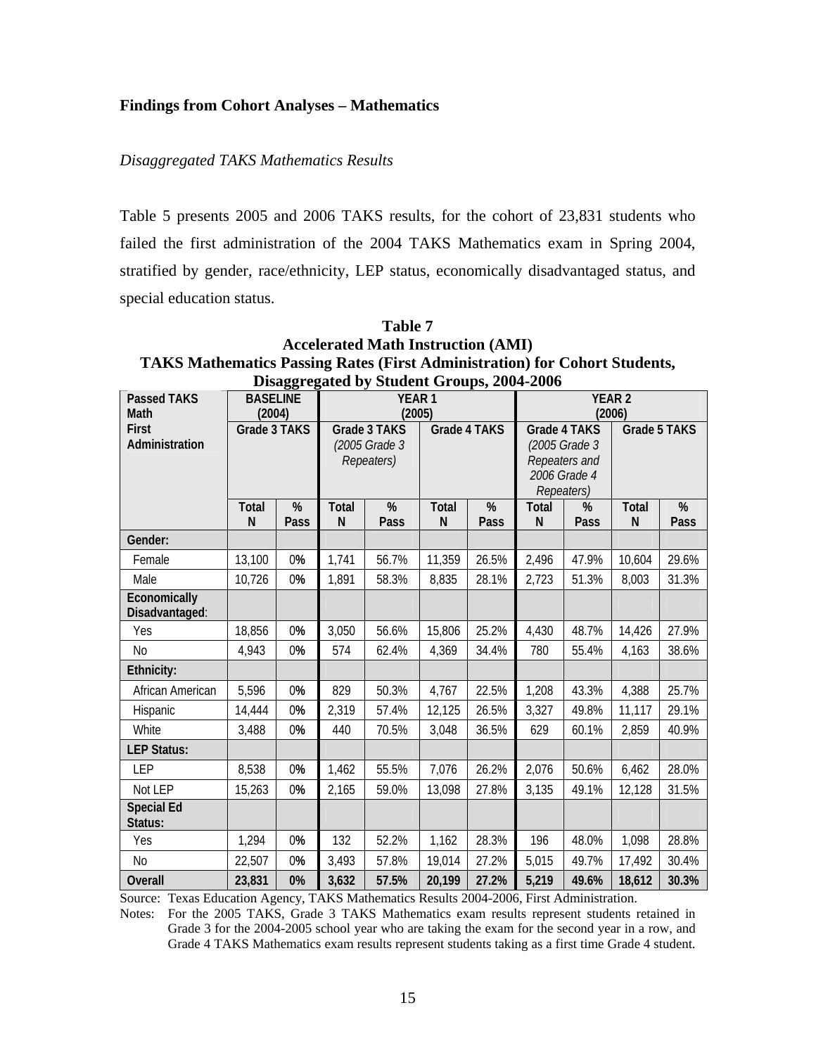**Findings from Cohort Analyses – Mathematics**

*Disaggregated TAKS Mathematics Results*

Table 5 presents 2005 and 2006 TAKS results, for the cohort of 23,831 students who failed the first administration of the 2004 TAKS Mathematics exam in Spring 2004, stratified by gender, race/ethnicity, LEP status, economically disadvantaged status, and special education status.

**Table 7**
**Accelerated Math Instruction (AMI)**
**TAKS Mathematics Passing Rates (First Administration) for Cohort Students, Disaggregated by Student Groups, 2004-2006**

| Passed TAKS Math First Administration | BASELINE (2004) | | YEAR 1 (2005) | | | | YEAR 2 (2006) | | | |
|---|---|---|---|---|---|---|---|---|---|---|
| | Grade 3 TAKS | | Grade 3 TAKS *(2005 Grade 3 Repeaters)* | | Grade 4 TAKS | | Grade 4 TAKS *(2005 Grade 3 Repeaters and 2006 Grade 4 Repeaters)* | | Grade 5 TAKS | |
| | Total N | % Pass | Total N | % Pass | Total N | % Pass | Total N | % Pass | Total N | % Pass |
| **Gender:** | | | | | | | | | | |
| Female | 13,100 | 0% | 1,741 | 56.7% | 11,359 | 26.5% | 2,496 | 47.9% | 10,604 | 29.6% |
| Male | 10,726 | 0% | 1,891 | 58.3% | 8,835 | 28.1% | 2,723 | 51.3% | 8,003 | 31.3% |
| **Economically Disadvantaged:** | | | | | | | | | | |
| Yes | 18,856 | 0% | 3,050 | 56.6% | 15,806 | 25.2% | 4,430 | 48.7% | 14,426 | 27.9% |
| No | 4,943 | 0% | 574 | 62.4% | 4,369 | 34.4% | 780 | 55.4% | 4,163 | 38.6% |
| **Ethnicity:** | | | | | | | | | | |
| African American | 5,596 | 0% | 829 | 50.3% | 4,767 | 22.5% | 1,208 | 43.3% | 4,388 | 25.7% |
| Hispanic | 14,444 | 0% | 2,319 | 57.4% | 12,125 | 26.5% | 3,327 | 49.8% | 11,117 | 29.1% |
| White | 3,488 | 0% | 440 | 70.5% | 3,048 | 36.5% | 629 | 60.1% | 2,859 | 40.9% |
| **LEP Status:** | | | | | | | | | | |
| LEP | 8,538 | 0% | 1,462 | 55.5% | 7,076 | 26.2% | 2,076 | 50.6% | 6,462 | 28.0% |
| Not LEP | 15,263 | 0% | 2,165 | 59.0% | 13,098 | 27.8% | 3,135 | 49.1% | 12,128 | 31.5% |
| **Special Ed Status:** | | | | | | | | | | |
| Yes | 1,294 | 0% | 132 | 52.2% | 1,162 | 28.3% | 196 | 48.0% | 1,098 | 28.8% |
| No | 22,507 | 0% | 3,493 | 57.8% | 19,014 | 27.2% | 5,015 | 49.7% | 17,492 | 30.4% |
| **Overall** | **23,831** | **0%** | **3,632** | **57.5%** | **20,199** | **27.2%** | **5,219** | **49.6%** | **18,612** | **30.3%** |

Source: Texas Education Agency, TAKS Mathematics Results 2004-2006, First Administration.

Notes: For the 2005 TAKS, Grade 3 TAKS Mathematics exam results represent students retained in Grade 3 for the 2004-2005 school year who are taking the exam for the second year in a row, and Grade 4 TAKS Mathematics exam results represent students taking as a first time Grade 4 student.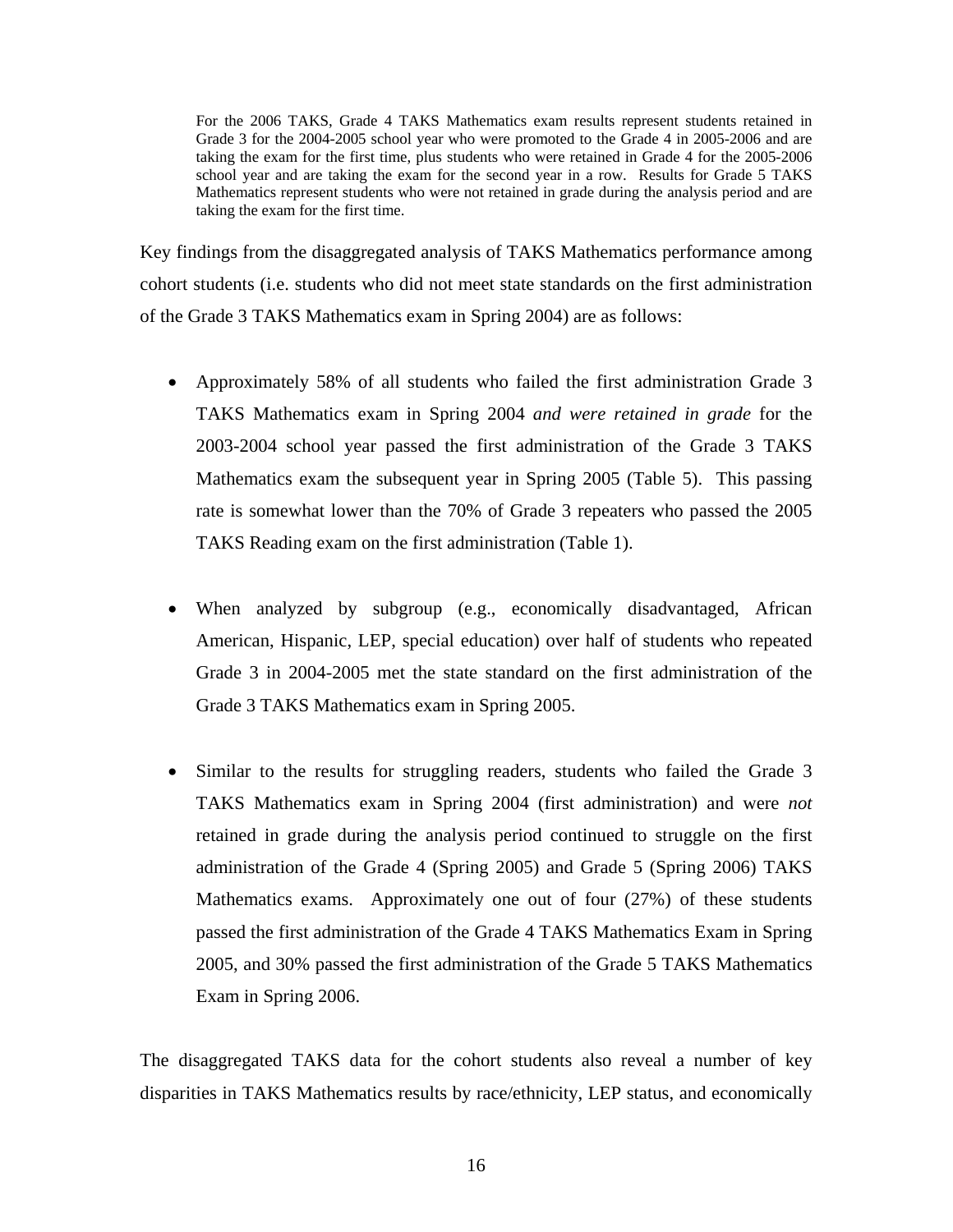For the 2006 TAKS, Grade 4 TAKS Mathematics exam results represent students retained in Grade 3 for the 2004-2005 school year who were promoted to the Grade 4 in 2005-2006 and are taking the exam for the first time, plus students who were retained in Grade 4 for the 2005-2006 school year and are taking the exam for the second year in a row. Results for Grade 5 TAKS Mathematics represent students who were not retained in grade during the analysis period and are taking the exam for the first time.

Key findings from the disaggregated analysis of TAKS Mathematics performance among cohort students (i.e. students who did not meet state standards on the first administration of the Grade 3 TAKS Mathematics exam in Spring 2004) are as follows:

- Approximately 58% of all students who failed the first administration Grade 3 TAKS Mathematics exam in Spring 2004 *and were retained in grade* for the 2003-2004 school year passed the first administration of the Grade 3 TAKS Mathematics exam the subsequent year in Spring 2005 (Table 5). This passing rate is somewhat lower than the 70% of Grade 3 repeaters who passed the 2005 TAKS Reading exam on the first administration (Table 1).

- When analyzed by subgroup (e.g., economically disadvantaged, African American, Hispanic, LEP, special education) over half of students who repeated Grade 3 in 2004-2005 met the state standard on the first administration of the Grade 3 TAKS Mathematics exam in Spring 2005.

- Similar to the results for struggling readers, students who failed the Grade 3 TAKS Mathematics exam in Spring 2004 (first administration) and were *not* retained in grade during the analysis period continued to struggle on the first administration of the Grade 4 (Spring 2005) and Grade 5 (Spring 2006) TAKS Mathematics exams. Approximately one out of four (27%) of these students passed the first administration of the Grade 4 TAKS Mathematics Exam in Spring 2005, and 30% passed the first administration of the Grade 5 TAKS Mathematics Exam in Spring 2006.

The disaggregated TAKS data for the cohort students also reveal a number of key disparities in TAKS Mathematics results by race/ethnicity, LEP status, and economically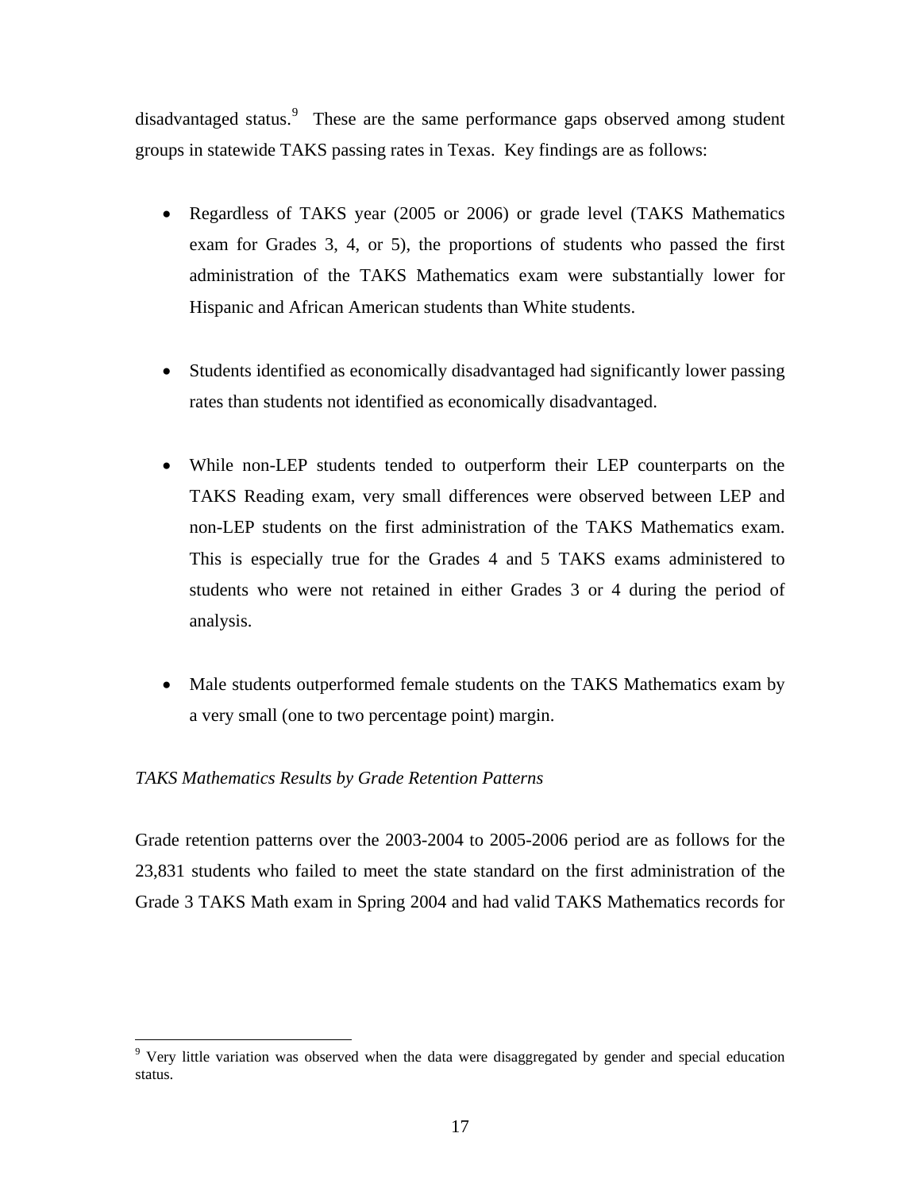disadvantaged status.[9] These are the same performance gaps observed among student groups in statewide TAKS passing rates in Texas. Key findings are as follows:

- Regardless of TAKS year (2005 or 2006) or grade level (TAKS Mathematics exam for Grades 3, 4, or 5), the proportions of students who passed the first administration of the TAKS Mathematics exam were substantially lower for Hispanic and African American students than White students.

- Students identified as economically disadvantaged had significantly lower passing rates than students not identified as economically disadvantaged.

- While non-LEP students tended to outperform their LEP counterparts on the TAKS Reading exam, very small differences were observed between LEP and non-LEP students on the first administration of the TAKS Mathematics exam. This is especially true for the Grades 4 and 5 TAKS exams administered to students who were not retained in either Grades 3 or 4 during the period of analysis.

- Male students outperformed female students on the TAKS Mathematics exam by a very small (one to two percentage point) margin.

*TAKS Mathematics Results by Grade Retention Patterns*

Grade retention patterns over the 2003-2004 to 2005-2006 period are as follows for the 23,831 students who failed to meet the state standard on the first administration of the Grade 3 TAKS Math exam in Spring 2004 and had valid TAKS Mathematics records for

[9] Very little variation was observed when the data were disaggregated by gender and special education status.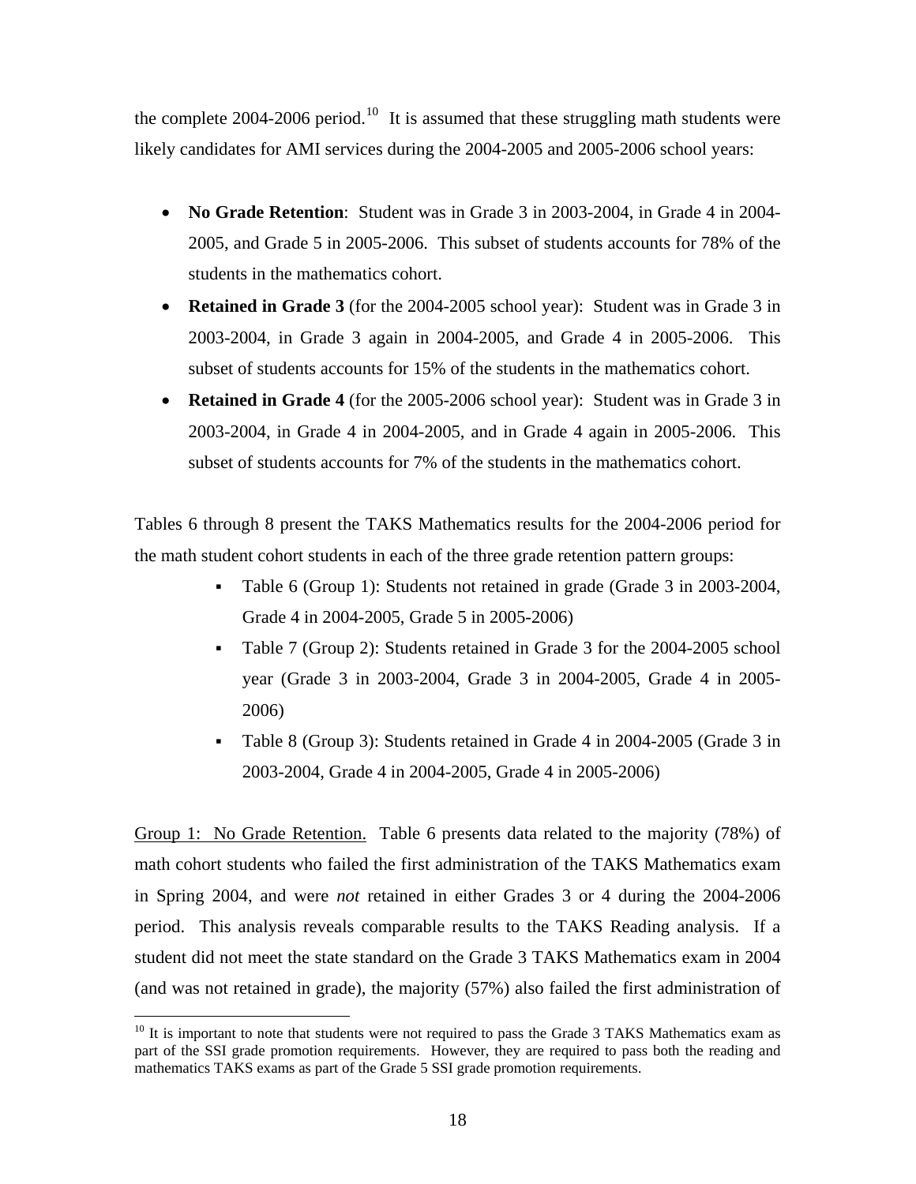the complete 2004-2006 period.[10] It is assumed that these struggling math students were likely candidates for AMI services during the 2004-2005 and 2005-2006 school years:

- **No Grade Retention**: Student was in Grade 3 in 2003-2004, in Grade 4 in 2004-2005, and Grade 5 in 2005-2006. This subset of students accounts for 78% of the students in the mathematics cohort.
- **Retained in Grade 3** (for the 2004-2005 school year): Student was in Grade 3 in 2003-2004, in Grade 3 again in 2004-2005, and Grade 4 in 2005-2006. This subset of students accounts for 15% of the students in the mathematics cohort.
- **Retained in Grade 4** (for the 2005-2006 school year): Student was in Grade 3 in 2003-2004, in Grade 4 in 2004-2005, and in Grade 4 again in 2005-2006. This subset of students accounts for 7% of the students in the mathematics cohort.

Tables 6 through 8 present the TAKS Mathematics results for the 2004-2006 period for the math student cohort students in each of the three grade retention pattern groups:

- Table 6 (Group 1): Students not retained in grade (Grade 3 in 2003-2004, Grade 4 in 2004-2005, Grade 5 in 2005-2006)
- Table 7 (Group 2): Students retained in Grade 3 for the 2004-2005 school year (Grade 3 in 2003-2004, Grade 3 in 2004-2005, Grade 4 in 2005-2006)
- Table 8 (Group 3): Students retained in Grade 4 in 2004-2005 (Grade 3 in 2003-2004, Grade 4 in 2004-2005, Grade 4 in 2005-2006)

Group 1: No Grade Retention. Table 6 presents data related to the majority (78%) of math cohort students who failed the first administration of the TAKS Mathematics exam in Spring 2004, and were *not* retained in either Grades 3 or 4 during the 2004-2006 period. This analysis reveals comparable results to the TAKS Reading analysis. If a student did not meet the state standard on the Grade 3 TAKS Mathematics exam in 2004 (and was not retained in grade), the majority (57%) also failed the first administration of

[10] It is important to note that students were not required to pass the Grade 3 TAKS Mathematics exam as part of the SSI grade promotion requirements. However, they are required to pass both the reading and mathematics TAKS exams as part of the Grade 5 SSI grade promotion requirements.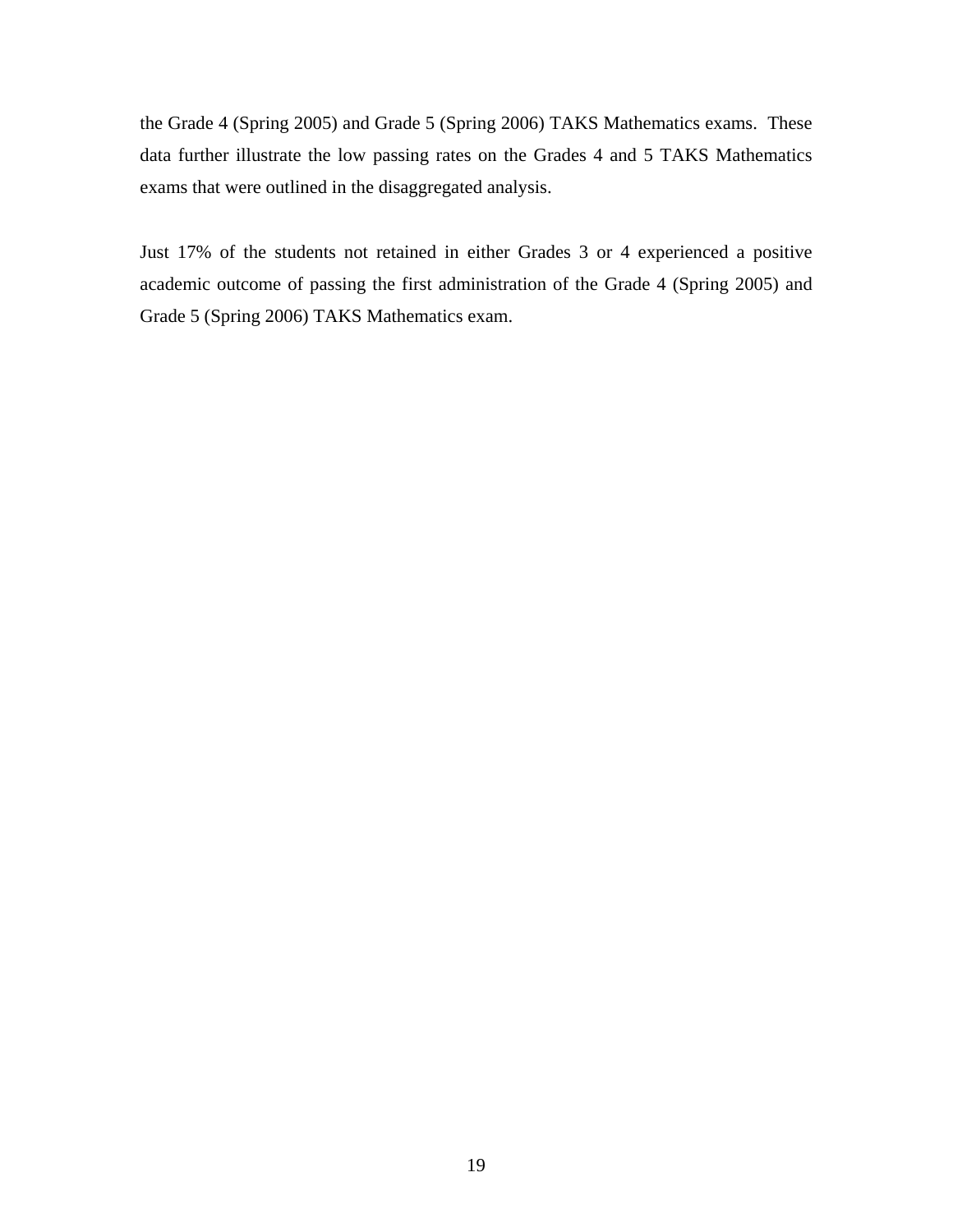the Grade 4 (Spring 2005) and Grade 5 (Spring 2006) TAKS Mathematics exams. These data further illustrate the low passing rates on the Grades 4 and 5 TAKS Mathematics exams that were outlined in the disaggregated analysis.

Just 17% of the students not retained in either Grades 3 or 4 experienced a positive academic outcome of passing the first administration of the Grade 4 (Spring 2005) and Grade 5 (Spring 2006) TAKS Mathematics exam.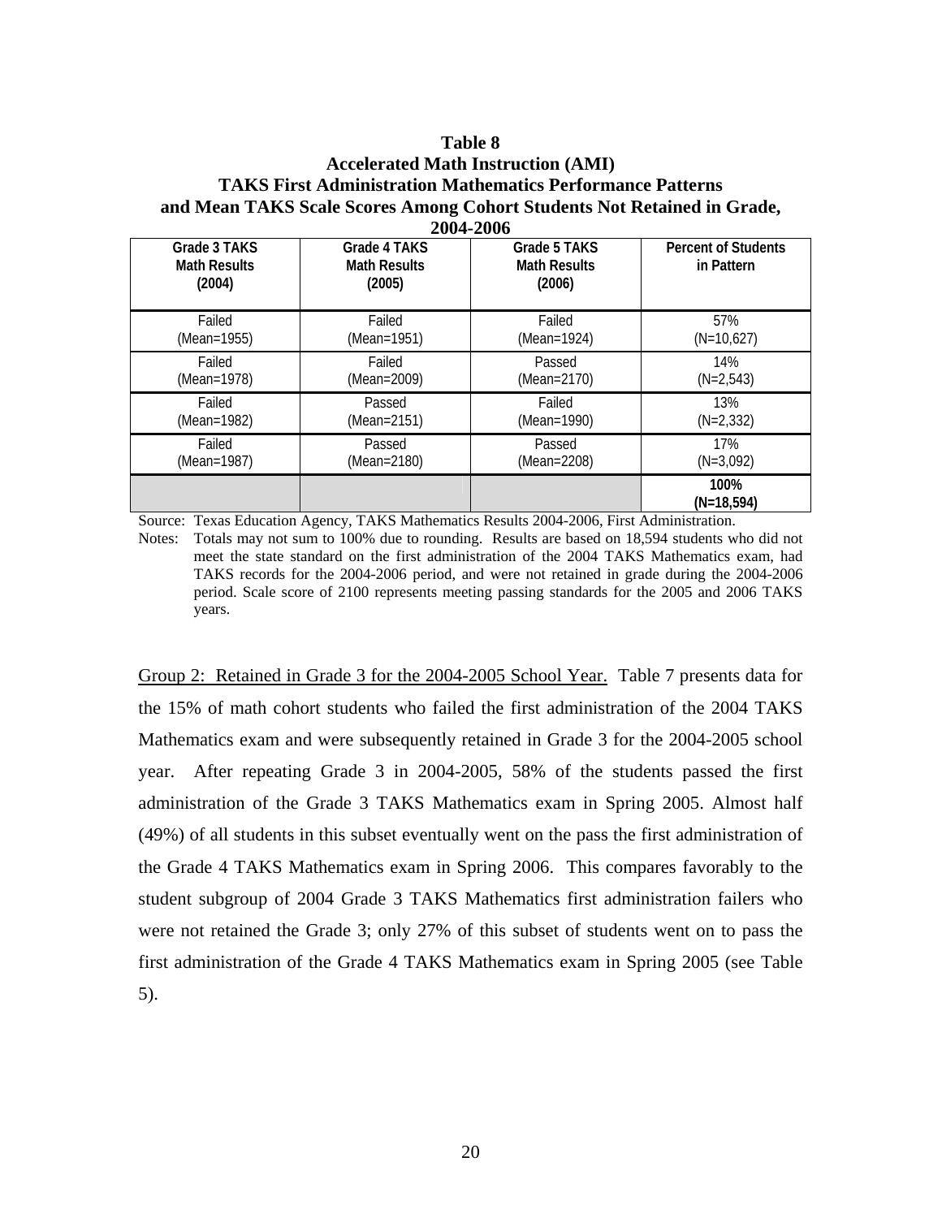**Table 8**
**Accelerated Math Instruction (AMI)**
**TAKS First Administration Mathematics Performance Patterns and Mean TAKS Scale Scores Among Cohort Students Not Retained in Grade, 2004-2006**

| Grade 3 TAKS Math Results (2004) | Grade 4 TAKS Math Results (2005) | Grade 5 TAKS Math Results (2006) | Percent of Students in Pattern |
|---|---|---|---|
| Failed (Mean=1955) | Failed (Mean=1951) | Failed (Mean=1924) | 57% (N=10,627) |
| Failed (Mean=1978) | Failed (Mean=2009) | Passed (Mean=2170) | 14% (N=2,543) |
| Failed (Mean=1982) | Passed (Mean=2151) | Failed (Mean=1990) | 13% (N=2,332) |
| Failed (Mean=1987) | Passed (Mean=2180) | Passed (Mean=2208) | 17% (N=3,092) |
| | | | **100% (N=18,594)** |

Source: Texas Education Agency, TAKS Mathematics Results 2004-2006, First Administration.

Notes: Totals may not sum to 100% due to rounding. Results are based on 18,594 students who did not meet the state standard on the first administration of the 2004 TAKS Mathematics exam, had TAKS records for the 2004-2006 period, and were not retained in grade during the 2004-2006 period. Scale score of 2100 represents meeting passing standards for the 2005 and 2006 TAKS years.

Group 2: Retained in Grade 3 for the 2004-2005 School Year. Table 7 presents data for the 15% of math cohort students who failed the first administration of the 2004 TAKS Mathematics exam and were subsequently retained in Grade 3 for the 2004-2005 school year. After repeating Grade 3 in 2004-2005, 58% of the students passed the first administration of the Grade 3 TAKS Mathematics exam in Spring 2005. Almost half (49%) of all students in this subset eventually went on the pass the first administration of the Grade 4 TAKS Mathematics exam in Spring 2006. This compares favorably to the student subgroup of 2004 Grade 3 TAKS Mathematics first administration failers who were not retained the Grade 3; only 27% of this subset of students went on to pass the first administration of the Grade 4 TAKS Mathematics exam in Spring 2005 (see Table 5).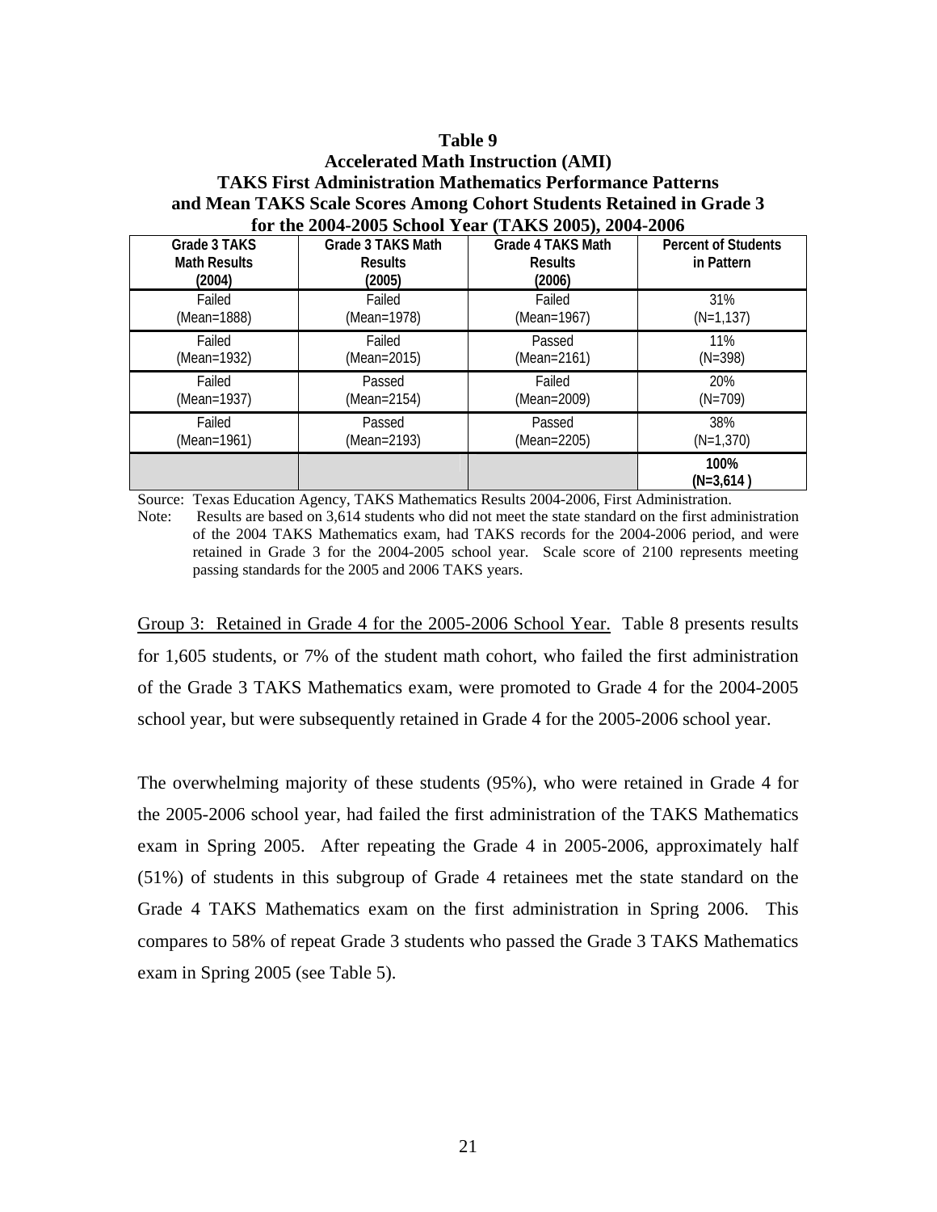**Table 9**
**Accelerated Math Instruction (AMI)**
**TAKS First Administration Mathematics Performance Patterns and Mean TAKS Scale Scores Among Cohort Students Retained in Grade 3 for the 2004-2005 School Year (TAKS 2005), 2004-2006**

| Grade 3 TAKS Math Results (2004) | Grade 3 TAKS Math Results (2005) | Grade 4 TAKS Math Results (2006) | Percent of Students in Pattern |
|---|---|---|---|
| Failed (Mean=1888) | Failed (Mean=1978) | Failed (Mean=1967) | 31% (N=1,137) |
| Failed (Mean=1932) | Failed (Mean=2015) | Passed (Mean=2161) | 11% (N=398) |
| Failed (Mean=1937) | Passed (Mean=2154) | Failed (Mean=2009) | 20% (N=709) |
| Failed (Mean=1961) | Passed (Mean=2193) | Passed (Mean=2205) | 38% (N=1,370) |
| | | | **100% (N=3,614 )** |

Source: Texas Education Agency, TAKS Mathematics Results 2004-2006, First Administration.

Note: Results are based on 3,614 students who did not meet the state standard on the first administration of the 2004 TAKS Mathematics exam, had TAKS records for the 2004-2006 period, and were retained in Grade 3 for the 2004-2005 school year. Scale score of 2100 represents meeting passing standards for the 2005 and 2006 TAKS years.

Group 3: Retained in Grade 4 for the 2005-2006 School Year. Table 8 presents results for 1,605 students, or 7% of the student math cohort, who failed the first administration of the Grade 3 TAKS Mathematics exam, were promoted to Grade 4 for the 2004-2005 school year, but were subsequently retained in Grade 4 for the 2005-2006 school year.

The overwhelming majority of these students (95%), who were retained in Grade 4 for the 2005-2006 school year, had failed the first administration of the TAKS Mathematics exam in Spring 2005. After repeating the Grade 4 in 2005-2006, approximately half (51%) of students in this subgroup of Grade 4 retainees met the state standard on the Grade 4 TAKS Mathematics exam on the first administration in Spring 2006. This compares to 58% of repeat Grade 3 students who passed the Grade 3 TAKS Mathematics exam in Spring 2005 (see Table 5).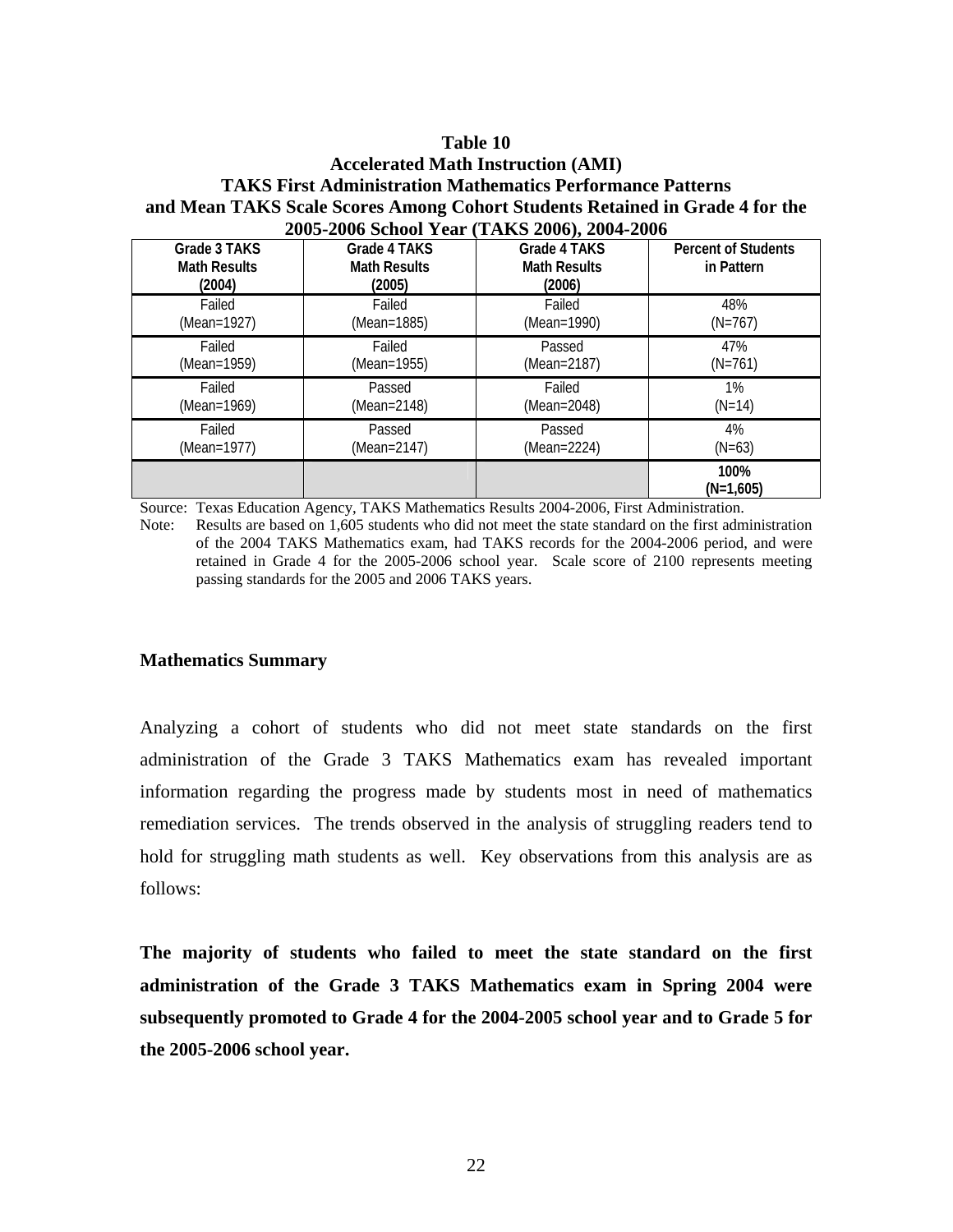**Table 10**
**Accelerated Math Instruction (AMI)**
**TAKS First Administration Mathematics Performance Patterns and Mean TAKS Scale Scores Among Cohort Students Retained in Grade 4 for the 2005-2006 School Year (TAKS 2006), 2004-2006**

| Grade 3 TAKS Math Results (2004) | Grade 4 TAKS Math Results (2005) | Grade 4 TAKS Math Results (2006) | Percent of Students in Pattern |
|---|---|---|---|
| Failed (Mean=1927) | Failed (Mean=1885) | Failed (Mean=1990) | 48% (N=767) |
| Failed (Mean=1959) | Failed (Mean=1955) | Passed (Mean=2187) | 47% (N=761) |
| Failed (Mean=1969) | Passed (Mean=2148) | Failed (Mean=2048) | 1% (N=14) |
| Failed (Mean=1977) | Passed (Mean=2147) | Passed (Mean=2224) | 4% (N=63) |
| | | | **100% (N=1,605)** |

Source: Texas Education Agency, TAKS Mathematics Results 2004-2006, First Administration.
Note: Results are based on 1,605 students who did not meet the state standard on the first administration of the 2004 TAKS Mathematics exam, had TAKS records for the 2004-2006 period, and were retained in Grade 4 for the 2005-2006 school year. Scale score of 2100 represents meeting passing standards for the 2005 and 2006 TAKS years.

### Mathematics Summary

Analyzing a cohort of students who did not meet state standards on the first administration of the Grade 3 TAKS Mathematics exam has revealed important information regarding the progress made by students most in need of mathematics remediation services. The trends observed in the analysis of struggling readers tend to hold for struggling math students as well. Key observations from this analysis are as follows:

**The majority of students who failed to meet the state standard on the first administration of the Grade 3 TAKS Mathematics exam in Spring 2004 were subsequently promoted to Grade 4 for the 2004-2005 school year and to Grade 5 for the 2005-2006 school year.**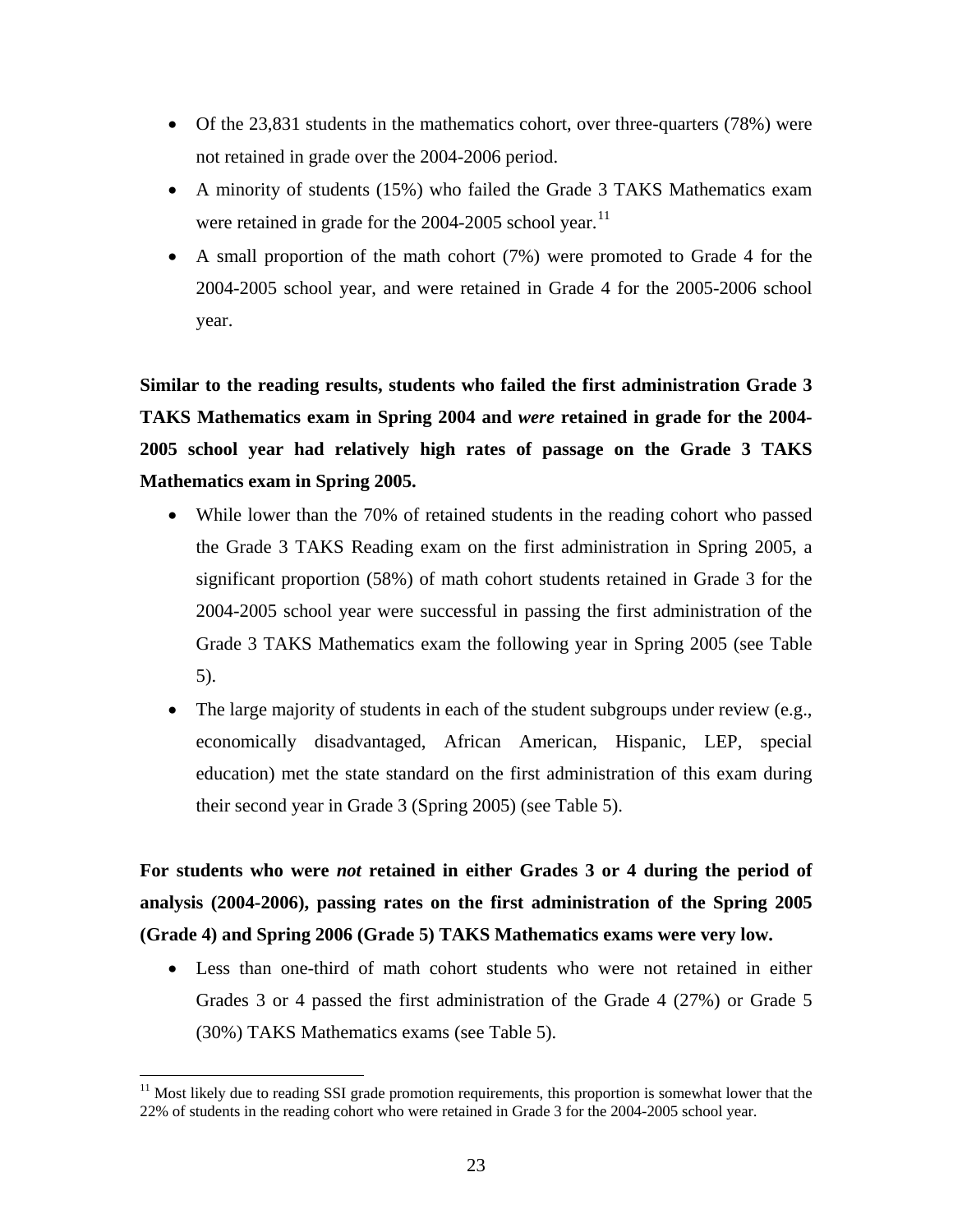- Of the 23,831 students in the mathematics cohort, over three-quarters (78%) were not retained in grade over the 2004-2006 period.
- A minority of students (15%) who failed the Grade 3 TAKS Mathematics exam were retained in grade for the 2004-2005 school year.[11]
- A small proportion of the math cohort (7%) were promoted to Grade 4 for the 2004-2005 school year, and were retained in Grade 4 for the 2005-2006 school year.

**Similar to the reading results, students who failed the first administration Grade 3 TAKS Mathematics exam in Spring 2004 and *were* retained in grade for the 2004-2005 school year had relatively high rates of passage on the Grade 3 TAKS Mathematics exam in Spring 2005.**

- While lower than the 70% of retained students in the reading cohort who passed the Grade 3 TAKS Reading exam on the first administration in Spring 2005, a significant proportion (58%) of math cohort students retained in Grade 3 for the 2004-2005 school year were successful in passing the first administration of the Grade 3 TAKS Mathematics exam the following year in Spring 2005 (see Table 5).
- The large majority of students in each of the student subgroups under review (e.g., economically disadvantaged, African American, Hispanic, LEP, special education) met the state standard on the first administration of this exam during their second year in Grade 3 (Spring 2005) (see Table 5).

**For students who were *not* retained in either Grades 3 or 4 during the period of analysis (2004-2006), passing rates on the first administration of the Spring 2005 (Grade 4) and Spring 2006 (Grade 5) TAKS Mathematics exams were very low.**

- Less than one-third of math cohort students who were not retained in either Grades 3 or 4 passed the first administration of the Grade 4 (27%) or Grade 5 (30%) TAKS Mathematics exams (see Table 5).

[11] Most likely due to reading SSI grade promotion requirements, this proportion is somewhat lower that the 22% of students in the reading cohort who were retained in Grade 3 for the 2004-2005 school year.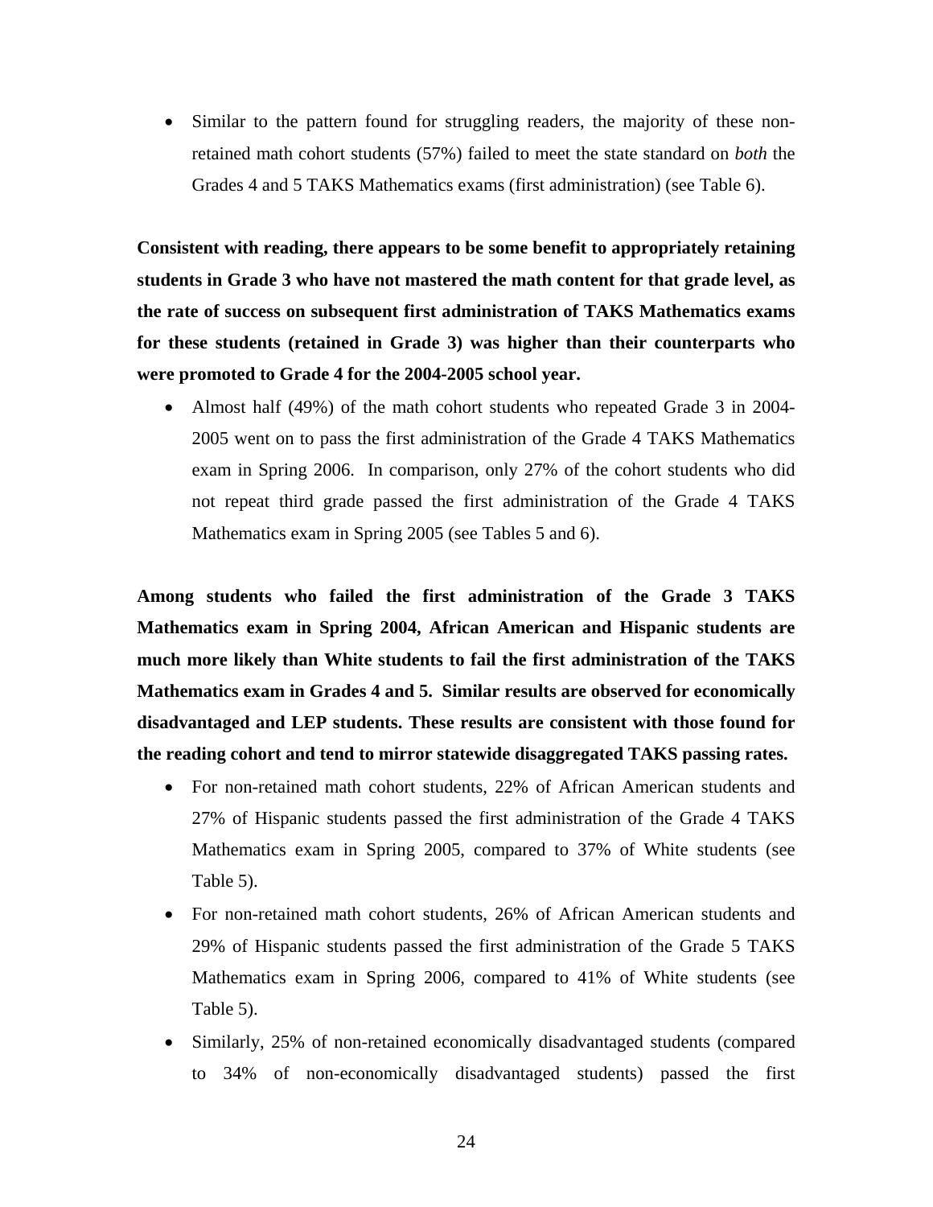- Similar to the pattern found for struggling readers, the majority of these non-retained math cohort students (57%) failed to meet the state standard on *both* the Grades 4 and 5 TAKS Mathematics exams (first administration) (see Table 6).

**Consistent with reading, there appears to be some benefit to appropriately retaining students in Grade 3 who have not mastered the math content for that grade level, as the rate of success on subsequent first administration of TAKS Mathematics exams for these students (retained in Grade 3) was higher than their counterparts who were promoted to Grade 4 for the 2004-2005 school year.**

- Almost half (49%) of the math cohort students who repeated Grade 3 in 2004-2005 went on to pass the first administration of the Grade 4 TAKS Mathematics exam in Spring 2006. In comparison, only 27% of the cohort students who did not repeat third grade passed the first administration of the Grade 4 TAKS Mathematics exam in Spring 2005 (see Tables 5 and 6).

**Among students who failed the first administration of the Grade 3 TAKS Mathematics exam in Spring 2004, African American and Hispanic students are much more likely than White students to fail the first administration of the TAKS Mathematics exam in Grades 4 and 5. Similar results are observed for economically disadvantaged and LEP students. These results are consistent with those found for the reading cohort and tend to mirror statewide disaggregated TAKS passing rates.**

- For non-retained math cohort students, 22% of African American students and 27% of Hispanic students passed the first administration of the Grade 4 TAKS Mathematics exam in Spring 2005, compared to 37% of White students (see Table 5).
- For non-retained math cohort students, 26% of African American students and 29% of Hispanic students passed the first administration of the Grade 5 TAKS Mathematics exam in Spring 2006, compared to 41% of White students (see Table 5).
- Similarly, 25% of non-retained economically disadvantaged students (compared to 34% of non-economically disadvantaged students) passed the first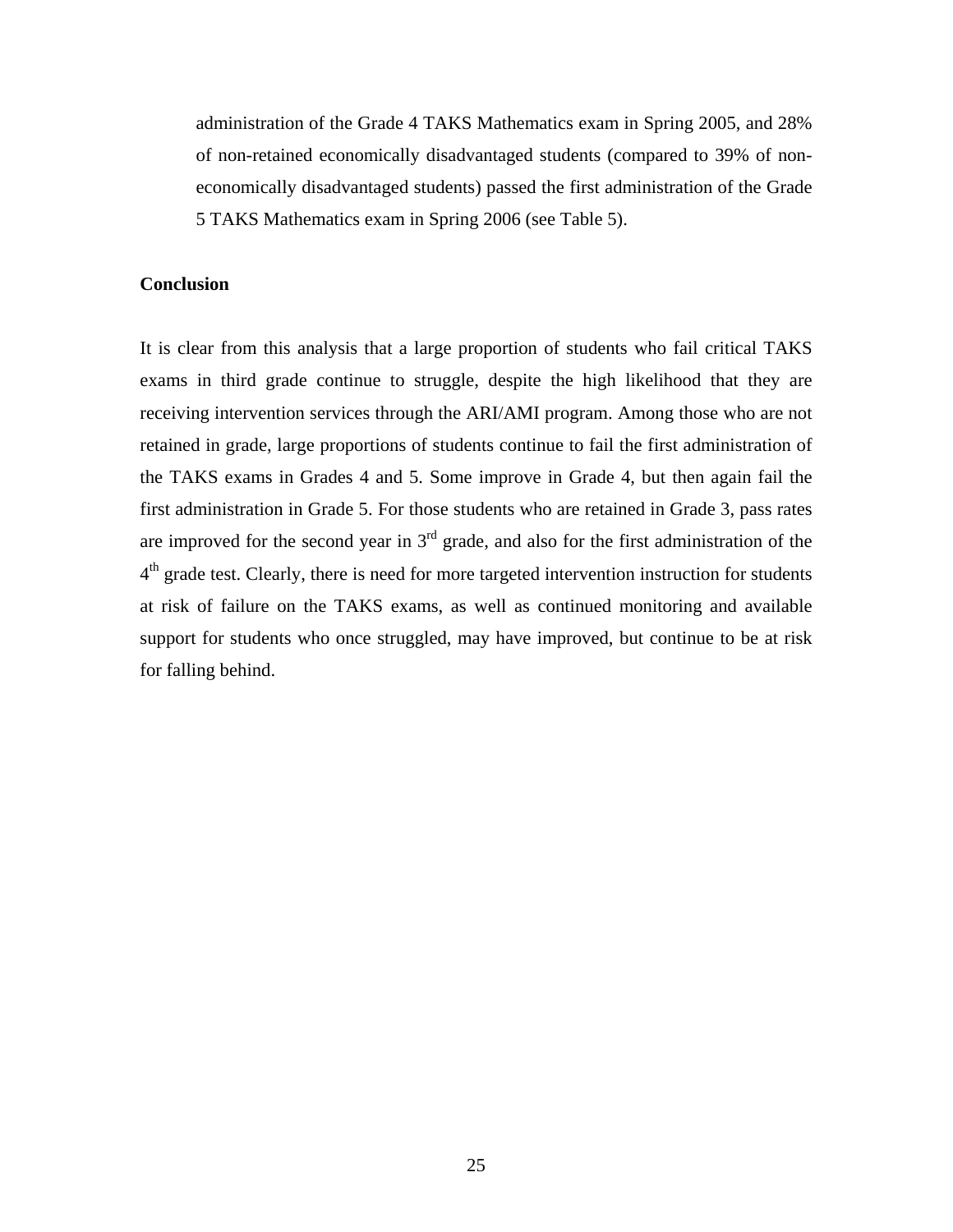administration of the Grade 4 TAKS Mathematics exam in Spring 2005, and 28% of non-retained economically disadvantaged students (compared to 39% of non-economically disadvantaged students) passed the first administration of the Grade 5 TAKS Mathematics exam in Spring 2006 (see Table 5).

**Conclusion**

It is clear from this analysis that a large proportion of students who fail critical TAKS exams in third grade continue to struggle, despite the high likelihood that they are receiving intervention services through the ARI/AMI program. Among those who are not retained in grade, large proportions of students continue to fail the first administration of the TAKS exams in Grades 4 and 5. Some improve in Grade 4, but then again fail the first administration in Grade 5. For those students who are retained in Grade 3, pass rates are improved for the second year in 3rd grade, and also for the first administration of the 4th grade test. Clearly, there is need for more targeted intervention instruction for students at risk of failure on the TAKS exams, as well as continued monitoring and available support for students who once struggled, may have improved, but continue to be at risk for falling behind.